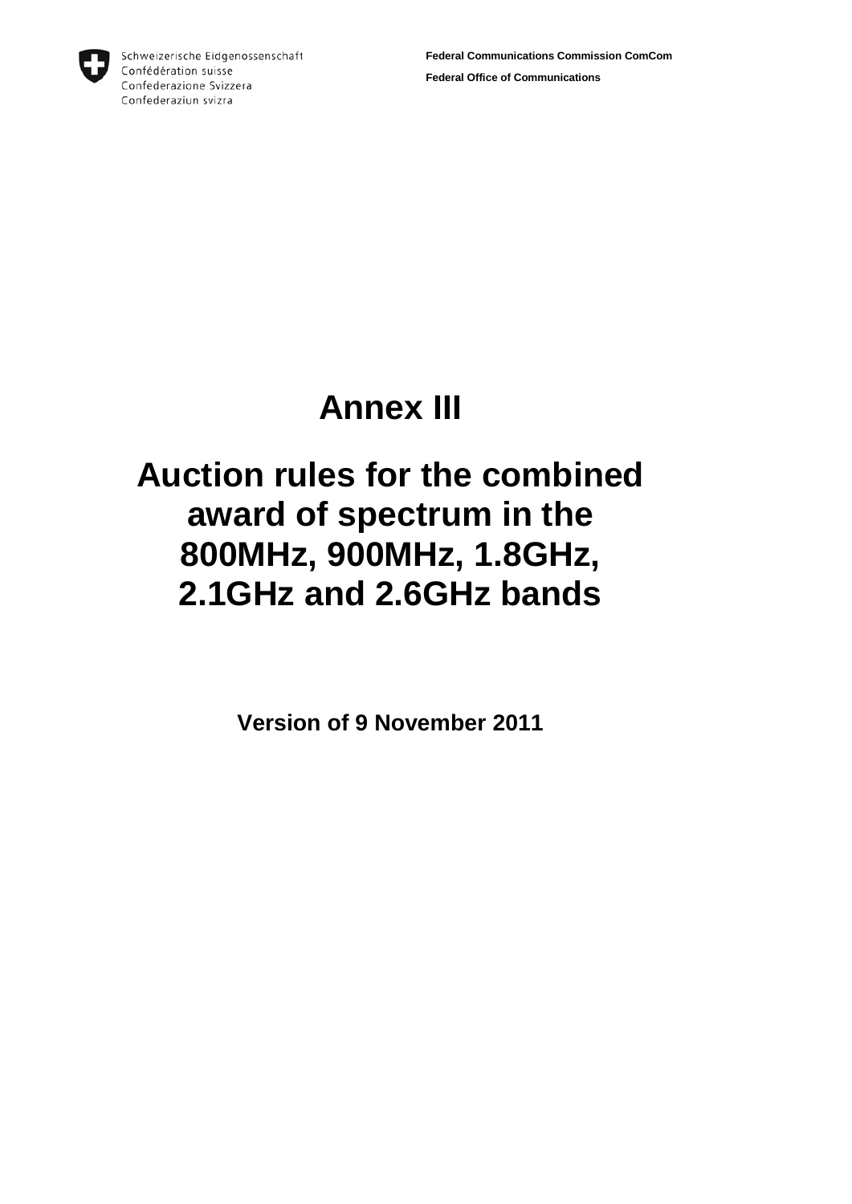Schweizerische Eidgenossenschaft
Confédération suisse
Confederazione Svizzera
Confederaziun svizra

**Federal Communications Commission ComCom**

**Federal Office of Communications**

# Annex III

# Auction rules for the combined award of spectrum in the 800MHz, 900MHz, 1.8GHz, 2.1GHz and 2.6GHz bands

**Version of 9 November 2011**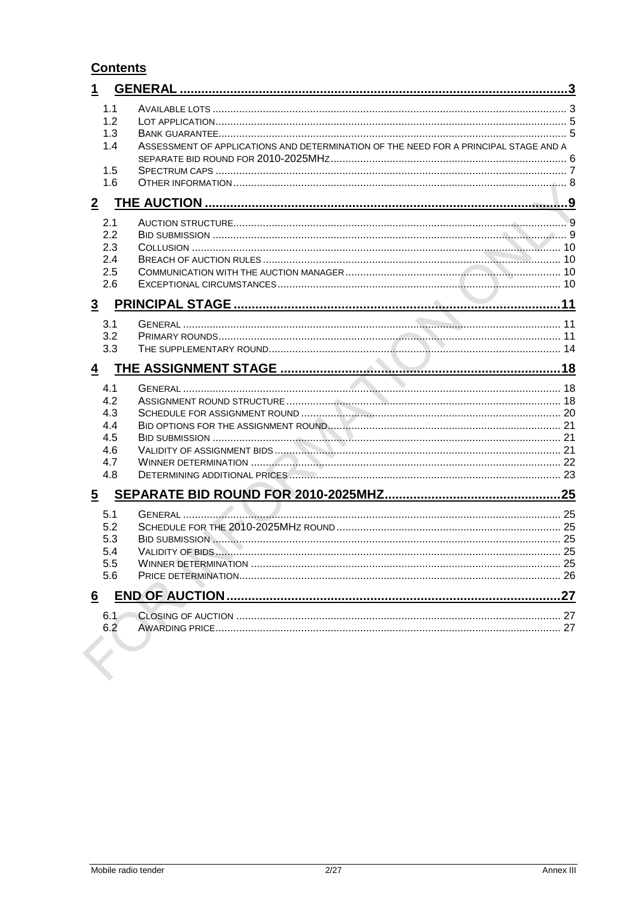## Contents

**1 GENERAL ... 3**

- 1.1 AVAILABLE LOTS ... 3
- 1.2 LOT APPLICATION ... 5
- 1.3 BANK GUARANTEE ... 5
- 1.4 ASSESSMENT OF APPLICATIONS AND DETERMINATION OF THE NEED FOR A PRINCIPAL STAGE AND A SEPARATE BID ROUND FOR 2010-2025MHZ ... 6
- 1.5 SPECTRUM CAPS ... 7
- 1.6 OTHER INFORMATION ... 8

**2 THE AUCTION ... 9**

- 2.1 AUCTION STRUCTURE ... 9
- 2.2 BID SUBMISSION ... 9
- 2.3 COLLUSION ... 10
- 2.4 BREACH OF AUCTION RULES ... 10
- 2.5 COMMUNICATION WITH THE AUCTION MANAGER ... 10
- 2.6 EXCEPTIONAL CIRCUMSTANCES ... 10

**3 PRINCIPAL STAGE ... 11**

- 3.1 GENERAL ... 11
- 3.2 PRIMARY ROUNDS ... 11
- 3.3 THE SUPPLEMENTARY ROUND ... 14

**4 THE ASSIGNMENT STAGE ... 18**

- 4.1 GENERAL ... 18
- 4.2 ASSIGNMENT ROUND STRUCTURE ... 18
- 4.3 SCHEDULE FOR ASSIGNMENT ROUND ... 20
- 4.4 BID OPTIONS FOR THE ASSIGNMENT ROUND ... 21
- 4.5 BID SUBMISSION ... 21
- 4.6 VALIDITY OF ASSIGNMENT BIDS ... 21
- 4.7 WINNER DETERMINATION ... 22
- 4.8 DETERMINING ADDITIONAL PRICES ... 23

**5 SEPARATE BID ROUND FOR 2010-2025MHZ ... 25**

- 5.1 GENERAL ... 25
- 5.2 SCHEDULE FOR THE 2010-2025MHZ ROUND ... 25
- 5.3 BID SUBMISSION ... 25
- 5.4 VALIDITY OF BIDS ... 25
- 5.5 WINNER DETERMINATION ... 25
- 5.6 PRICE DETERMINATION ... 26

**6 END OF AUCTION ... 27**

- 6.1 CLOSING OF AUCTION ... 27
- 6.2 AWARDING PRICE ... 27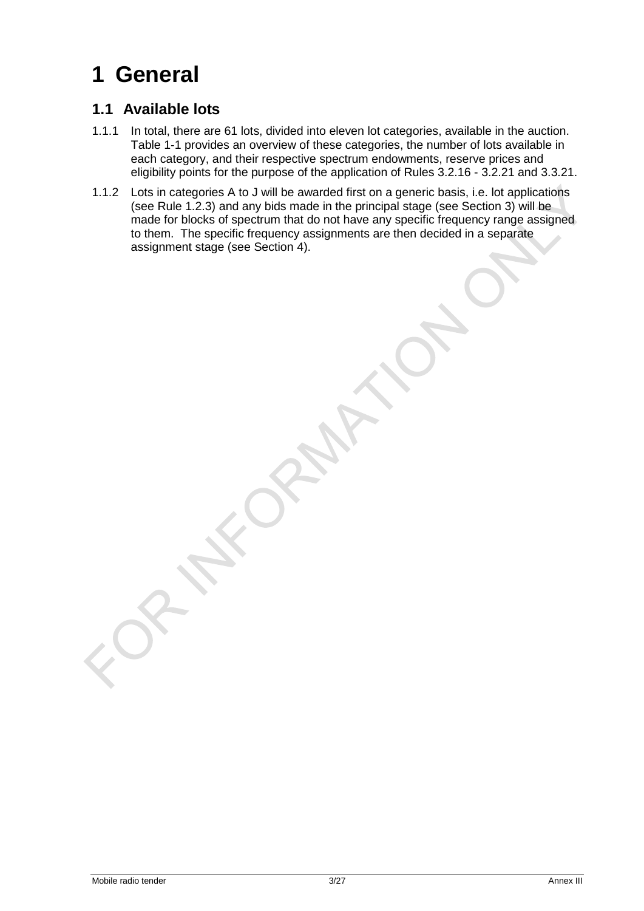# 1 General

## 1.1 Available lots

1.1.1 In total, there are 61 lots, divided into eleven lot categories, available in the auction. Table 1-1 provides an overview of these categories, the number of lots available in each category, and their respective spectrum endowments, reserve prices and eligibility points for the purpose of the application of Rules 3.2.16 - 3.2.21 and 3.3.21.

1.1.2 Lots in categories A to J will be awarded first on a generic basis, i.e. lot applications (see Rule 1.2.3) and any bids made in the principal stage (see Section 3) will be made for blocks of spectrum that do not have any specific frequency range assigned to them. The specific frequency assignments are then decided in a separate assignment stage (see Section 4).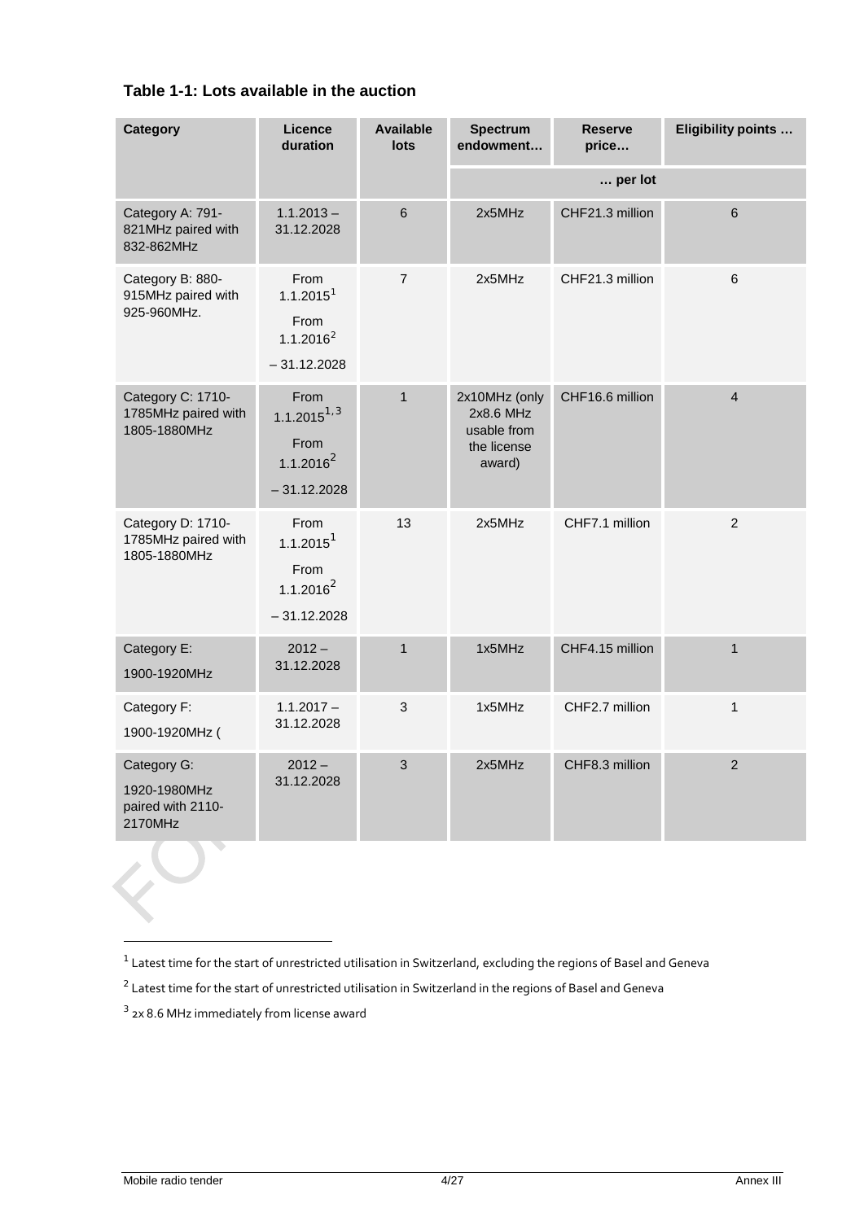**Table 1-1: Lots available in the auction**

| Category | Licence duration | Available lots | Spectrum endowment… | Reserve price… | Eligibility points … |
|---|---|---|---|---|---|
| | | | … per lot | | |
| Category A: 791-821MHz paired with 832-862MHz | 1.1.2013 – 31.12.2028 | 6 | 2x5MHz | CHF21.3 million | 6 |
| Category B: 880-915MHz paired with 925-960MHz. | From 1.1.2015[1] From 1.1.2016[2] – 31.12.2028 | 7 | 2x5MHz | CHF21.3 million | 6 |
| Category C: 1710-1785MHz paired with 1805-1880MHz | From 1.1.2015[1, 3] From 1.1.2016[2] – 31.12.2028 | 1 | 2x10MHz (only 2x8.6 MHz usable from the license award) | CHF16.6 million | 4 |
| Category D: 1710-1785MHz paired with 1805-1880MHz | From 1.1.2015[1] From 1.1.2016[2] – 31.12.2028 | 13 | 2x5MHz | CHF7.1 million | 2 |
| Category E: 1900-1920MHz | 2012 – 31.12.2028 | 1 | 1x5MHz | CHF4.15 million | 1 |
| Category F: 1900-1920MHz ( | 1.1.2017 – 31.12.2028 | 3 | 1x5MHz | CHF2.7 million | 1 |
| Category G: 1920-1980MHz paired with 2110-2170MHz | 2012 – 31.12.2028 | 3 | 2x5MHz | CHF8.3 million | 2 |

---

[1] Latest time for the start of unrestricted utilisation in Switzerland, excluding the regions of Basel and Geneva

[2] Latest time for the start of unrestricted utilisation in Switzerland in the regions of Basel and Geneva

[3] 2x 8.6 MHz immediately from license award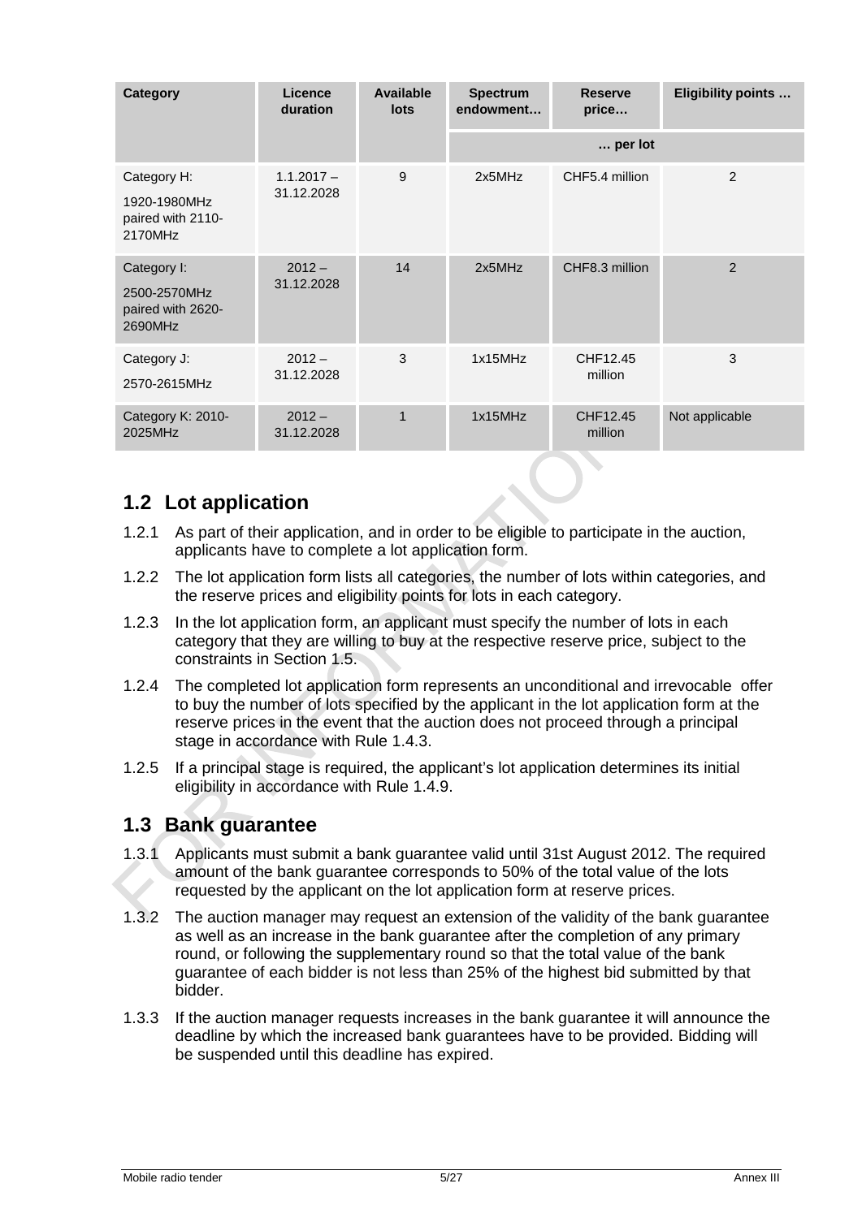| Category | Licence duration | Available lots | Spectrum endowment… | Reserve price… | Eligibility points … |
|---|---|---|---|---|---|
| | | | … per lot | | |
| Category H: 1920-1980MHz paired with 2110-2170MHz | 1.1.2017 – 31.12.2028 | 9 | 2x5MHz | CHF5.4 million | 2 |
| Category I: 2500-2570MHz paired with 2620-2690MHz | 2012 – 31.12.2028 | 14 | 2x5MHz | CHF8.3 million | 2 |
| Category J: 2570-2615MHz | 2012 – 31.12.2028 | 3 | 1x15MHz | CHF12.45 million | 3 |
| Category K: 2010-2025MHz | 2012 – 31.12.2028 | 1 | 1x15MHz | CHF12.45 million | Not applicable |

## 1.2 Lot application

1.2.1 As part of their application, and in order to be eligible to participate in the auction, applicants have to complete a lot application form.

1.2.2 The lot application form lists all categories, the number of lots within categories, and the reserve prices and eligibility points for lots in each category.

1.2.3 In the lot application form, an applicant must specify the number of lots in each category that they are willing to buy at the respective reserve price, subject to the constraints in Section 1.5.

1.2.4 The completed lot application form represents an unconditional and irrevocable offer to buy the number of lots specified by the applicant in the lot application form at the reserve prices in the event that the auction does not proceed through a principal stage in accordance with Rule 1.4.3.

1.2.5 If a principal stage is required, the applicant's lot application determines its initial eligibility in accordance with Rule 1.4.9.

## 1.3 Bank guarantee

1.3.1 Applicants must submit a bank guarantee valid until 31st August 2012. The required amount of the bank guarantee corresponds to 50% of the total value of the lots requested by the applicant on the lot application form at reserve prices.

1.3.2 The auction manager may request an extension of the validity of the bank guarantee as well as an increase in the bank guarantee after the completion of any primary round, or following the supplementary round so that the total value of the bank guarantee of each bidder is not less than 25% of the highest bid submitted by that bidder.

1.3.3 If the auction manager requests increases in the bank guarantee it will announce the deadline by which the increased bank guarantees have to be provided. Bidding will be suspended until this deadline has expired.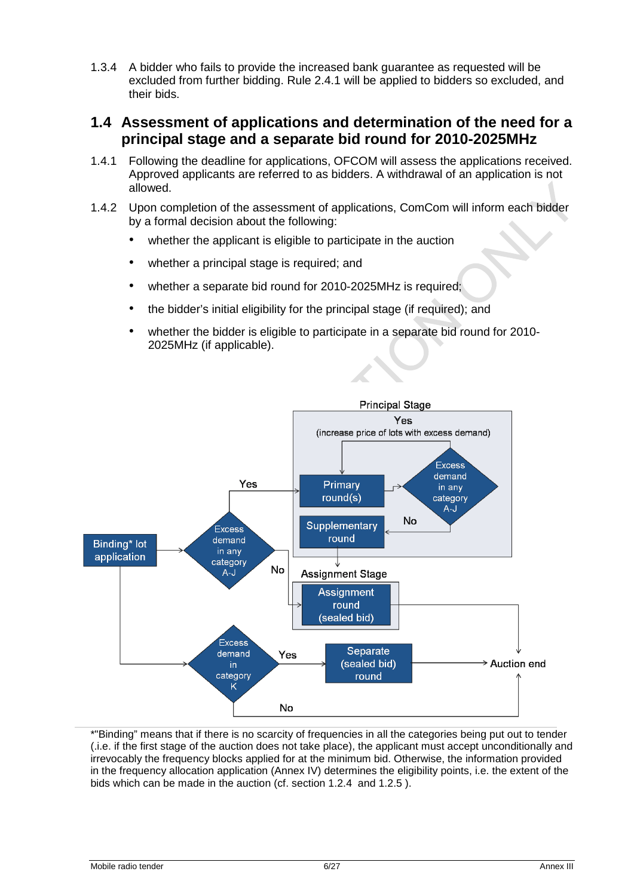1.3.4 A bidder who fails to provide the increased bank guarantee as requested will be excluded from further bidding. Rule 2.4.1 will be applied to bidders so excluded, and their bids.

## 1.4 Assessment of applications and determination of the need for a principal stage and a separate bid round for 2010-2025MHz

1.4.1 Following the deadline for applications, OFCOM will assess the applications received. Approved applicants are referred to as bidders. A withdrawal of an application is not allowed.

1.4.2 Upon completion of the assessment of applications, ComCom will inform each bidder by a formal decision about the following:

- whether the applicant is eligible to participate in the auction
- whether a principal stage is required; and
- whether a separate bid round for 2010-2025MHz is required;
- the bidder's initial eligibility for the principal stage (if required); and
- whether the bidder is eligible to participate in a separate bid round for 2010-2025MHz (if applicable).

Principal Stage

Yes (increase price of lots with excess demand)

Binding* lot application → Excess demand in any category A-J → Yes → Primary round(s) → Excess demand in any category A-J → No → Supplementary round

Excess demand in any category A-J → No → Assignment Stage: Assignment round (sealed bid) → Auction end

Binding* lot application → Excess demand in category K → Yes → Separate (sealed bid) round → Auction end

Excess demand in category K → No → Auction end

*"Binding" means that if there is no scarcity of frequencies in all the categories being put out to tender (.i.e. if the first stage of the auction does not take place), the applicant must accept unconditionally and irrevocably the frequency blocks applied for at the minimum bid. Otherwise, the information provided in the frequency allocation application (Annex IV) determines the eligibility points, i.e. the extent of the bids which can be made in the auction (cf. section 1.2.4 and 1.2.5 ).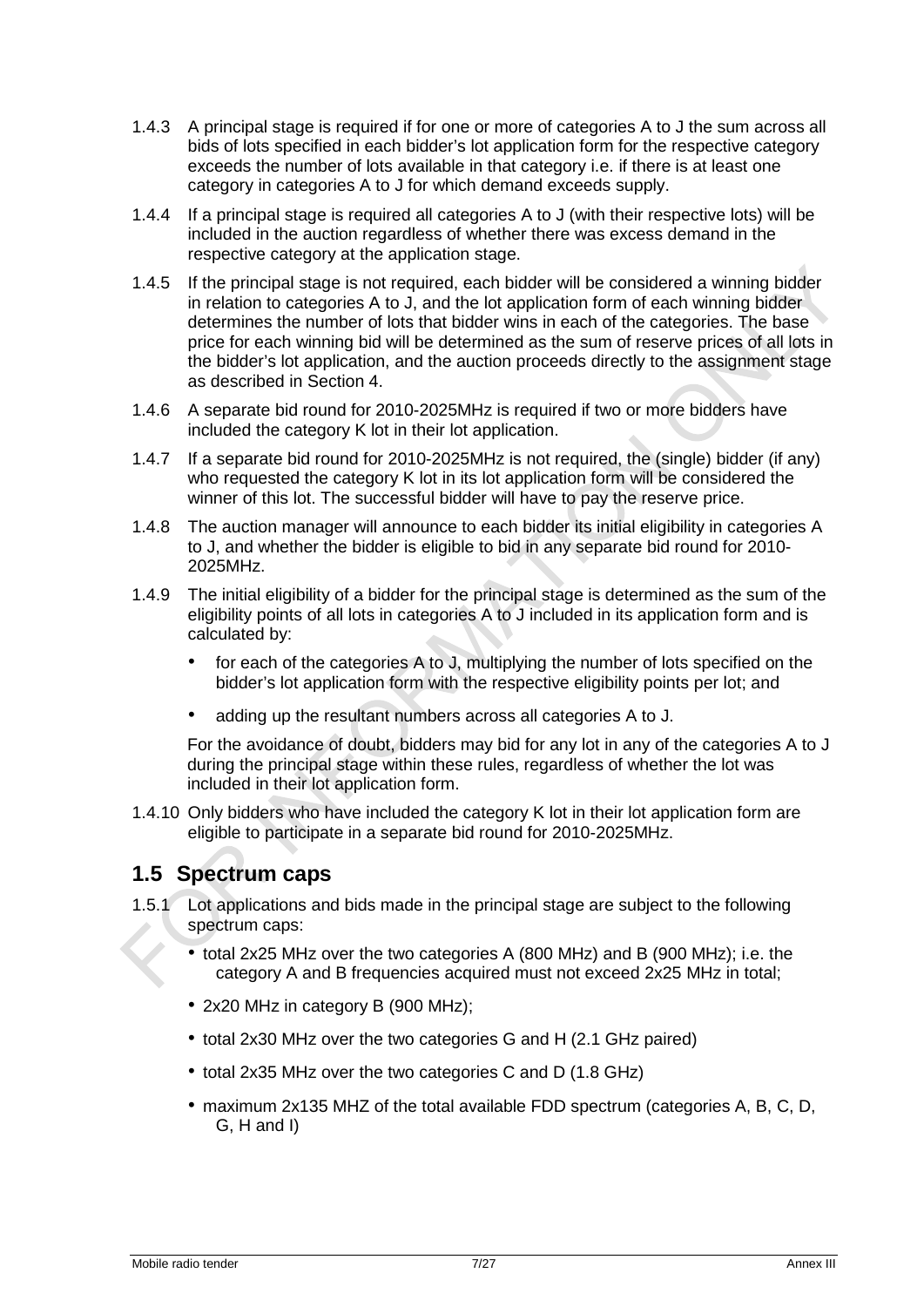1.4.3 A principal stage is required if for one or more of categories A to J the sum across all bids of lots specified in each bidder's lot application form for the respective category exceeds the number of lots available in that category i.e. if there is at least one category in categories A to J for which demand exceeds supply.

1.4.4 If a principal stage is required all categories A to J (with their respective lots) will be included in the auction regardless of whether there was excess demand in the respective category at the application stage.

1.4.5 If the principal stage is not required, each bidder will be considered a winning bidder in relation to categories A to J, and the lot application form of each winning bidder determines the number of lots that bidder wins in each of the categories. The base price for each winning bid will be determined as the sum of reserve prices of all lots in the bidder's lot application, and the auction proceeds directly to the assignment stage as described in Section 4.

1.4.6 A separate bid round for 2010-2025MHz is required if two or more bidders have included the category K lot in their lot application.

1.4.7 If a separate bid round for 2010-2025MHz is not required, the (single) bidder (if any) who requested the category K lot in its lot application form will be considered the winner of this lot. The successful bidder will have to pay the reserve price.

1.4.8 The auction manager will announce to each bidder its initial eligibility in categories A to J, and whether the bidder is eligible to bid in any separate bid round for 2010-2025MHz.

1.4.9 The initial eligibility of a bidder for the principal stage is determined as the sum of the eligibility points of all lots in categories A to J included in its application form and is calculated by:

- for each of the categories A to J, multiplying the number of lots specified on the bidder's lot application form with the respective eligibility points per lot; and
- adding up the resultant numbers across all categories A to J.

For the avoidance of doubt, bidders may bid for any lot in any of the categories A to J during the principal stage within these rules, regardless of whether the lot was included in their lot application form.

1.4.10 Only bidders who have included the category K lot in their lot application form are eligible to participate in a separate bid round for 2010-2025MHz.

## 1.5 Spectrum caps

1.5.1 Lot applications and bids made in the principal stage are subject to the following spectrum caps:

- total 2x25 MHz over the two categories A (800 MHz) and B (900 MHz); i.e. the category A and B frequencies acquired must not exceed 2x25 MHz in total;
- 2x20 MHz in category B (900 MHz);
- total 2x30 MHz over the two categories G and H (2.1 GHz paired)
- total 2x35 MHz over the two categories C and D (1.8 GHz)
- maximum 2x135 MHZ of the total available FDD spectrum (categories A, B, C, D, G, H and I)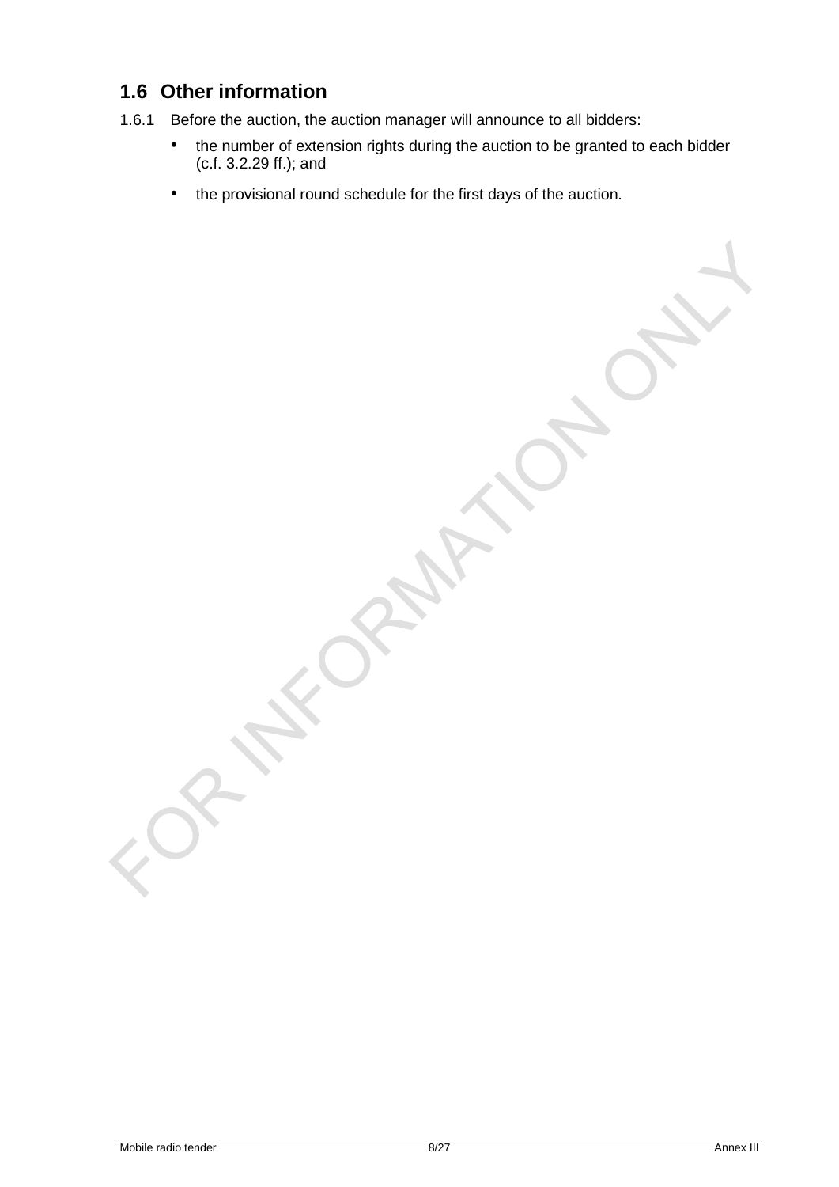## 1.6 Other information

1.6.1 Before the auction, the auction manager will announce to all bidders:

- the number of extension rights during the auction to be granted to each bidder (c.f. 3.2.29 ff.); and
- the provisional round schedule for the first days of the auction.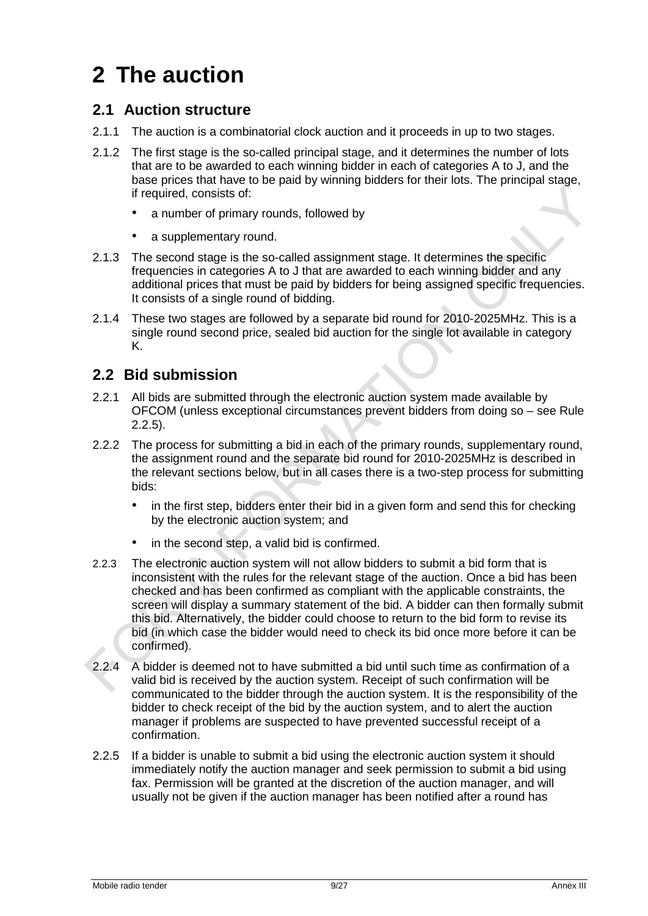# 2 The auction

## 2.1 Auction structure

2.1.1 The auction is a combinatorial clock auction and it proceeds in up to two stages.

2.1.2 The first stage is the so-called principal stage, and it determines the number of lots that are to be awarded to each winning bidder in each of categories A to J, and the base prices that have to be paid by winning bidders for their lots. The principal stage, if required, consists of:

- a number of primary rounds, followed by
- a supplementary round.

2.1.3 The second stage is the so-called assignment stage. It determines the specific frequencies in categories A to J that are awarded to each winning bidder and any additional prices that must be paid by bidders for being assigned specific frequencies. It consists of a single round of bidding.

2.1.4 These two stages are followed by a separate bid round for 2010-2025MHz. This is a single round second price, sealed bid auction for the single lot available in category K.

## 2.2 Bid submission

2.2.1 All bids are submitted through the electronic auction system made available by OFCOM (unless exceptional circumstances prevent bidders from doing so – see Rule 2.2.5).

2.2.2 The process for submitting a bid in each of the primary rounds, supplementary round, the assignment round and the separate bid round for 2010-2025MHz is described in the relevant sections below, but in all cases there is a two-step process for submitting bids:

- in the first step, bidders enter their bid in a given form and send this for checking by the electronic auction system; and
- in the second step, a valid bid is confirmed.

2.2.3 The electronic auction system will not allow bidders to submit a bid form that is inconsistent with the rules for the relevant stage of the auction. Once a bid has been checked and has been confirmed as compliant with the applicable constraints, the screen will display a summary statement of the bid. A bidder can then formally submit this bid. Alternatively, the bidder could choose to return to the bid form to revise its bid (in which case the bidder would need to check its bid once more before it can be confirmed).

2.2.4 A bidder is deemed not to have submitted a bid until such time as confirmation of a valid bid is received by the auction system. Receipt of such confirmation will be communicated to the bidder through the auction system. It is the responsibility of the bidder to check receipt of the bid by the auction system, and to alert the auction manager if problems are suspected to have prevented successful receipt of a confirmation.

2.2.5 If a bidder is unable to submit a bid using the electronic auction system it should immediately notify the auction manager and seek permission to submit a bid using fax. Permission will be granted at the discretion of the auction manager, and will usually not be given if the auction manager has been notified after a round has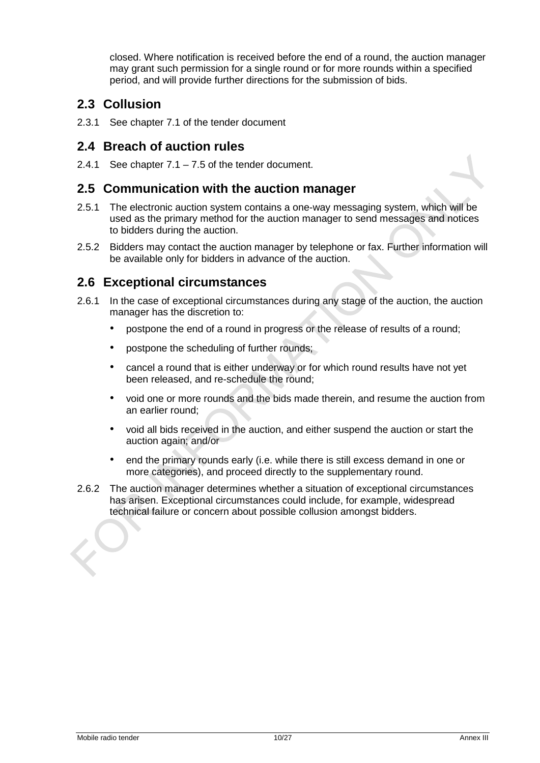closed. Where notification is received before the end of a round, the auction manager may grant such permission for a single round or for more rounds within a specified period, and will provide further directions for the submission of bids.

## 2.3 Collusion

2.3.1 See chapter 7.1 of the tender document

## 2.4 Breach of auction rules

2.4.1 See chapter 7.1 – 7.5 of the tender document.

## 2.5 Communication with the auction manager

2.5.1 The electronic auction system contains a one-way messaging system, which will be used as the primary method for the auction manager to send messages and notices to bidders during the auction.

2.5.2 Bidders may contact the auction manager by telephone or fax. Further information will be available only for bidders in advance of the auction.

## 2.6 Exceptional circumstances

2.6.1 In the case of exceptional circumstances during any stage of the auction, the auction manager has the discretion to:

- postpone the end of a round in progress or the release of results of a round;
- postpone the scheduling of further rounds;
- cancel a round that is either underway or for which round results have not yet been released, and re-schedule the round;
- void one or more rounds and the bids made therein, and resume the auction from an earlier round;
- void all bids received in the auction, and either suspend the auction or start the auction again; and/or
- end the primary rounds early (i.e. while there is still excess demand in one or more categories), and proceed directly to the supplementary round.

2.6.2 The auction manager determines whether a situation of exceptional circumstances has arisen. Exceptional circumstances could include, for example, widespread technical failure or concern about possible collusion amongst bidders.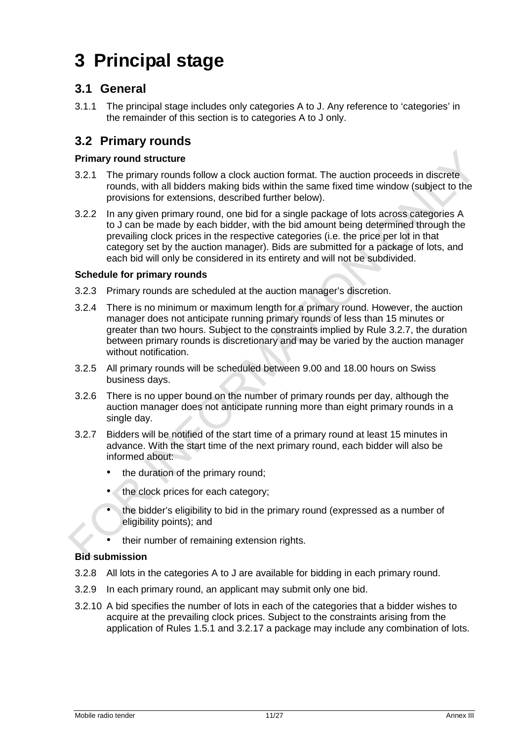# 3 Principal stage

## 3.1 General

3.1.1 The principal stage includes only categories A to J. Any reference to 'categories' in the remainder of this section is to categories A to J only.

## 3.2 Primary rounds

**Primary round structure**

3.2.1 The primary rounds follow a clock auction format. The auction proceeds in discrete rounds, with all bidders making bids within the same fixed time window (subject to the provisions for extensions, described further below).

3.2.2 In any given primary round, one bid for a single package of lots across categories A to J can be made by each bidder, with the bid amount being determined through the prevailing clock prices in the respective categories (i.e. the price per lot in that category set by the auction manager). Bids are submitted for a package of lots, and each bid will only be considered in its entirety and will not be subdivided.

**Schedule for primary rounds**

3.2.3 Primary rounds are scheduled at the auction manager's discretion.

3.2.4 There is no minimum or maximum length for a primary round. However, the auction manager does not anticipate running primary rounds of less than 15 minutes or greater than two hours. Subject to the constraints implied by Rule 3.2.7, the duration between primary rounds is discretionary and may be varied by the auction manager without notification.

3.2.5 All primary rounds will be scheduled between 9.00 and 18.00 hours on Swiss business days.

3.2.6 There is no upper bound on the number of primary rounds per day, although the auction manager does not anticipate running more than eight primary rounds in a single day.

3.2.7 Bidders will be notified of the start time of a primary round at least 15 minutes in advance. With the start time of the next primary round, each bidder will also be informed about:

- the duration of the primary round;
- the clock prices for each category;
- the bidder's eligibility to bid in the primary round (expressed as a number of eligibility points); and
- their number of remaining extension rights.

**Bid submission**

3.2.8 All lots in the categories A to J are available for bidding in each primary round.

3.2.9 In each primary round, an applicant may submit only one bid.

3.2.10 A bid specifies the number of lots in each of the categories that a bidder wishes to acquire at the prevailing clock prices. Subject to the constraints arising from the application of Rules 1.5.1 and 3.2.17 a package may include any combination of lots.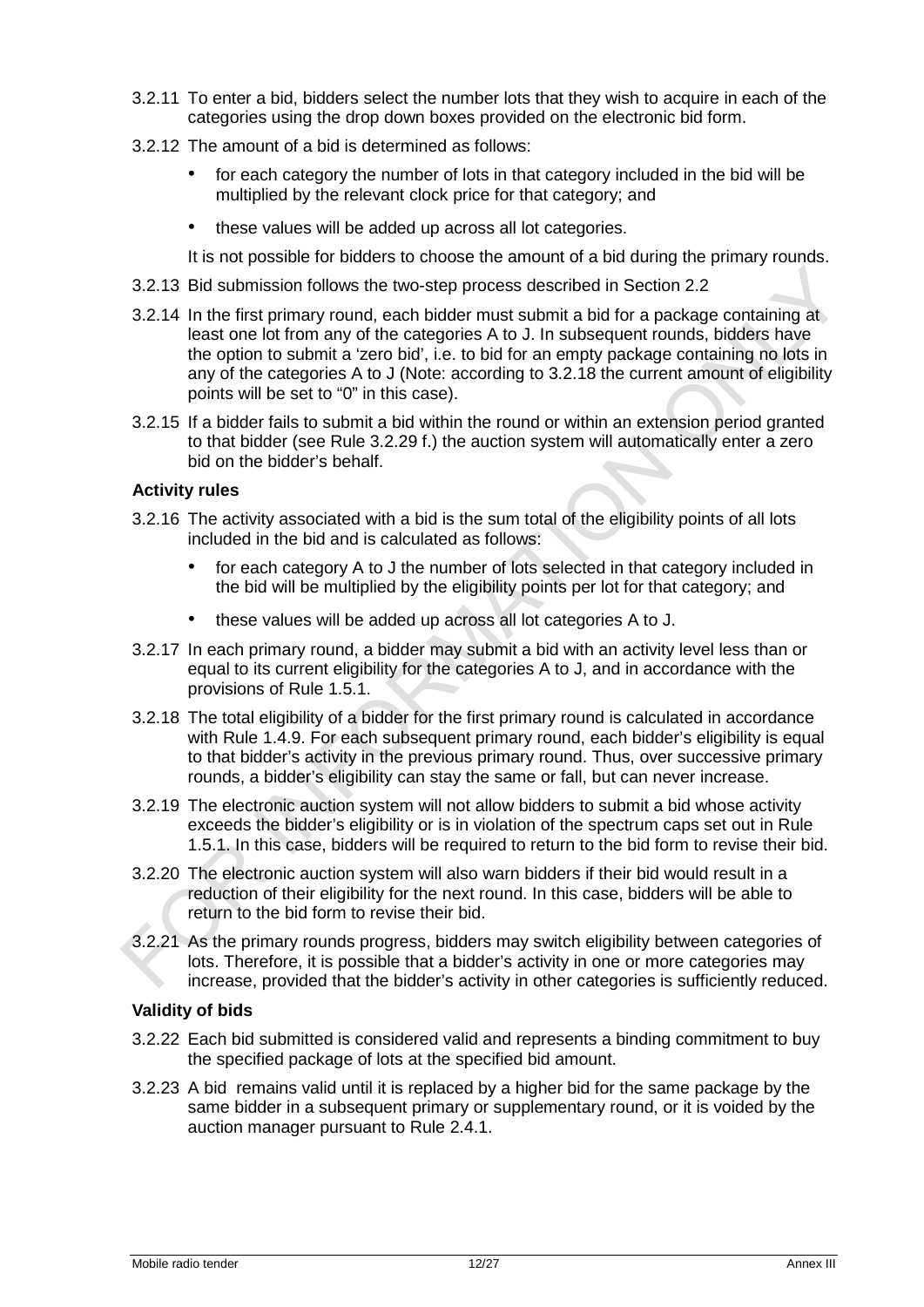3.2.11 To enter a bid, bidders select the number lots that they wish to acquire in each of the categories using the drop down boxes provided on the electronic bid form.

3.2.12 The amount of a bid is determined as follows:

- for each category the number of lots in that category included in the bid will be multiplied by the relevant clock price for that category; and
- these values will be added up across all lot categories.

It is not possible for bidders to choose the amount of a bid during the primary rounds.

3.2.13 Bid submission follows the two-step process described in Section 2.2

3.2.14 In the first primary round, each bidder must submit a bid for a package containing at least one lot from any of the categories A to J. In subsequent rounds, bidders have the option to submit a 'zero bid', i.e. to bid for an empty package containing no lots in any of the categories A to J (Note: according to 3.2.18 the current amount of eligibility points will be set to "0" in this case).

3.2.15 If a bidder fails to submit a bid within the round or within an extension period granted to that bidder (see Rule 3.2.29 f.) the auction system will automatically enter a zero bid on the bidder's behalf.

**Activity rules**

3.2.16 The activity associated with a bid is the sum total of the eligibility points of all lots included in the bid and is calculated as follows:

- for each category A to J the number of lots selected in that category included in the bid will be multiplied by the eligibility points per lot for that category; and
- these values will be added up across all lot categories A to J.

3.2.17 In each primary round, a bidder may submit a bid with an activity level less than or equal to its current eligibility for the categories A to J, and in accordance with the provisions of Rule 1.5.1.

3.2.18 The total eligibility of a bidder for the first primary round is calculated in accordance with Rule 1.4.9. For each subsequent primary round, each bidder's eligibility is equal to that bidder's activity in the previous primary round. Thus, over successive primary rounds, a bidder's eligibility can stay the same or fall, but can never increase.

3.2.19 The electronic auction system will not allow bidders to submit a bid whose activity exceeds the bidder's eligibility or is in violation of the spectrum caps set out in Rule 1.5.1. In this case, bidders will be required to return to the bid form to revise their bid.

3.2.20 The electronic auction system will also warn bidders if their bid would result in a reduction of their eligibility for the next round. In this case, bidders will be able to return to the bid form to revise their bid.

3.2.21 As the primary rounds progress, bidders may switch eligibility between categories of lots. Therefore, it is possible that a bidder's activity in one or more categories may increase, provided that the bidder's activity in other categories is sufficiently reduced.

**Validity of bids**

3.2.22 Each bid submitted is considered valid and represents a binding commitment to buy the specified package of lots at the specified bid amount.

3.2.23 A bid remains valid until it is replaced by a higher bid for the same package by the same bidder in a subsequent primary or supplementary round, or it is voided by the auction manager pursuant to Rule 2.4.1.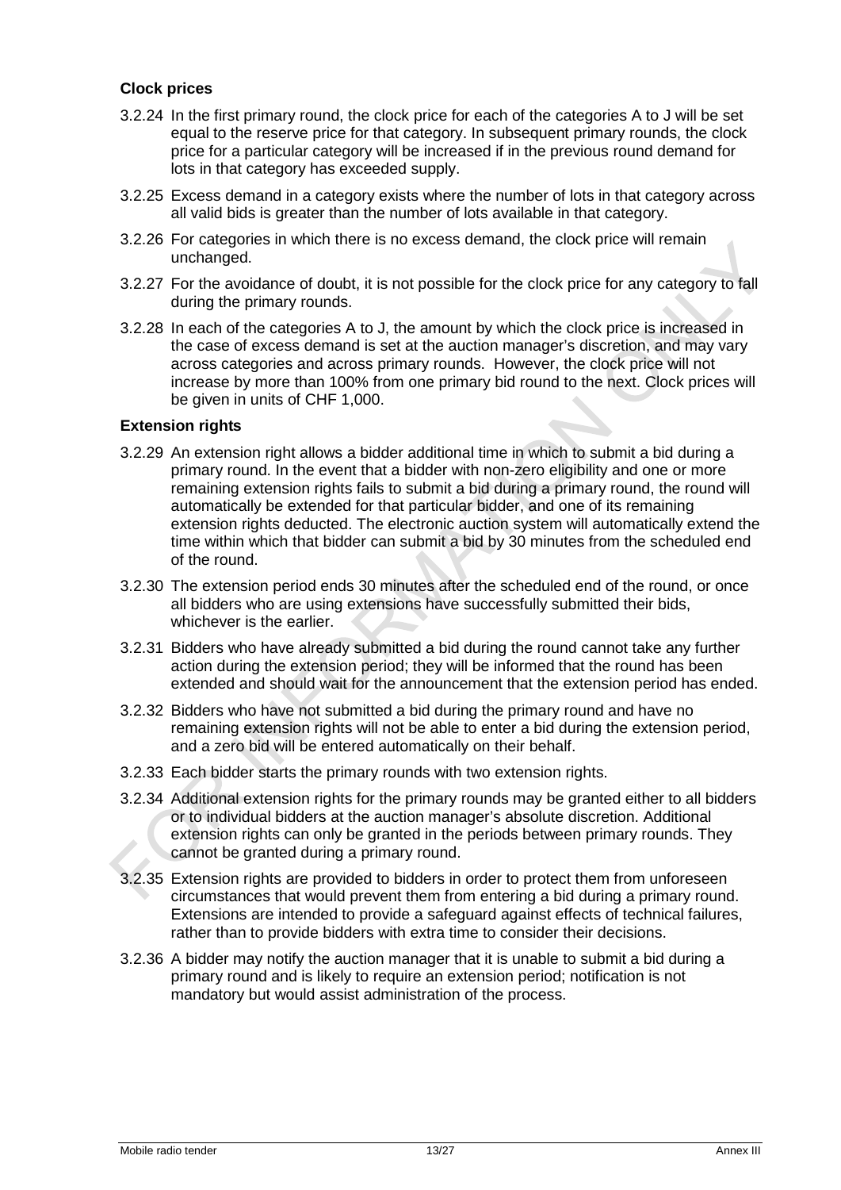**Clock prices**

3.2.24 In the first primary round, the clock price for each of the categories A to J will be set equal to the reserve price for that category. In subsequent primary rounds, the clock price for a particular category will be increased if in the previous round demand for lots in that category has exceeded supply.

3.2.25 Excess demand in a category exists where the number of lots in that category across all valid bids is greater than the number of lots available in that category.

3.2.26 For categories in which there is no excess demand, the clock price will remain unchanged.

3.2.27 For the avoidance of doubt, it is not possible for the clock price for any category to fall during the primary rounds.

3.2.28 In each of the categories A to J, the amount by which the clock price is increased in the case of excess demand is set at the auction manager's discretion, and may vary across categories and across primary rounds. However, the clock price will not increase by more than 100% from one primary bid round to the next. Clock prices will be given in units of CHF 1,000.

**Extension rights**

3.2.29 An extension right allows a bidder additional time in which to submit a bid during a primary round. In the event that a bidder with non-zero eligibility and one or more remaining extension rights fails to submit a bid during a primary round, the round will automatically be extended for that particular bidder, and one of its remaining extension rights deducted. The electronic auction system will automatically extend the time within which that bidder can submit a bid by 30 minutes from the scheduled end of the round.

3.2.30 The extension period ends 30 minutes after the scheduled end of the round, or once all bidders who are using extensions have successfully submitted their bids, whichever is the earlier.

3.2.31 Bidders who have already submitted a bid during the round cannot take any further action during the extension period; they will be informed that the round has been extended and should wait for the announcement that the extension period has ended.

3.2.32 Bidders who have not submitted a bid during the primary round and have no remaining extension rights will not be able to enter a bid during the extension period, and a zero bid will be entered automatically on their behalf.

3.2.33 Each bidder starts the primary rounds with two extension rights.

3.2.34 Additional extension rights for the primary rounds may be granted either to all bidders or to individual bidders at the auction manager's absolute discretion. Additional extension rights can only be granted in the periods between primary rounds. They cannot be granted during a primary round.

3.2.35 Extension rights are provided to bidders in order to protect them from unforeseen circumstances that would prevent them from entering a bid during a primary round. Extensions are intended to provide a safeguard against effects of technical failures, rather than to provide bidders with extra time to consider their decisions.

3.2.36 A bidder may notify the auction manager that it is unable to submit a bid during a primary round and is likely to require an extension period; notification is not mandatory but would assist administration of the process.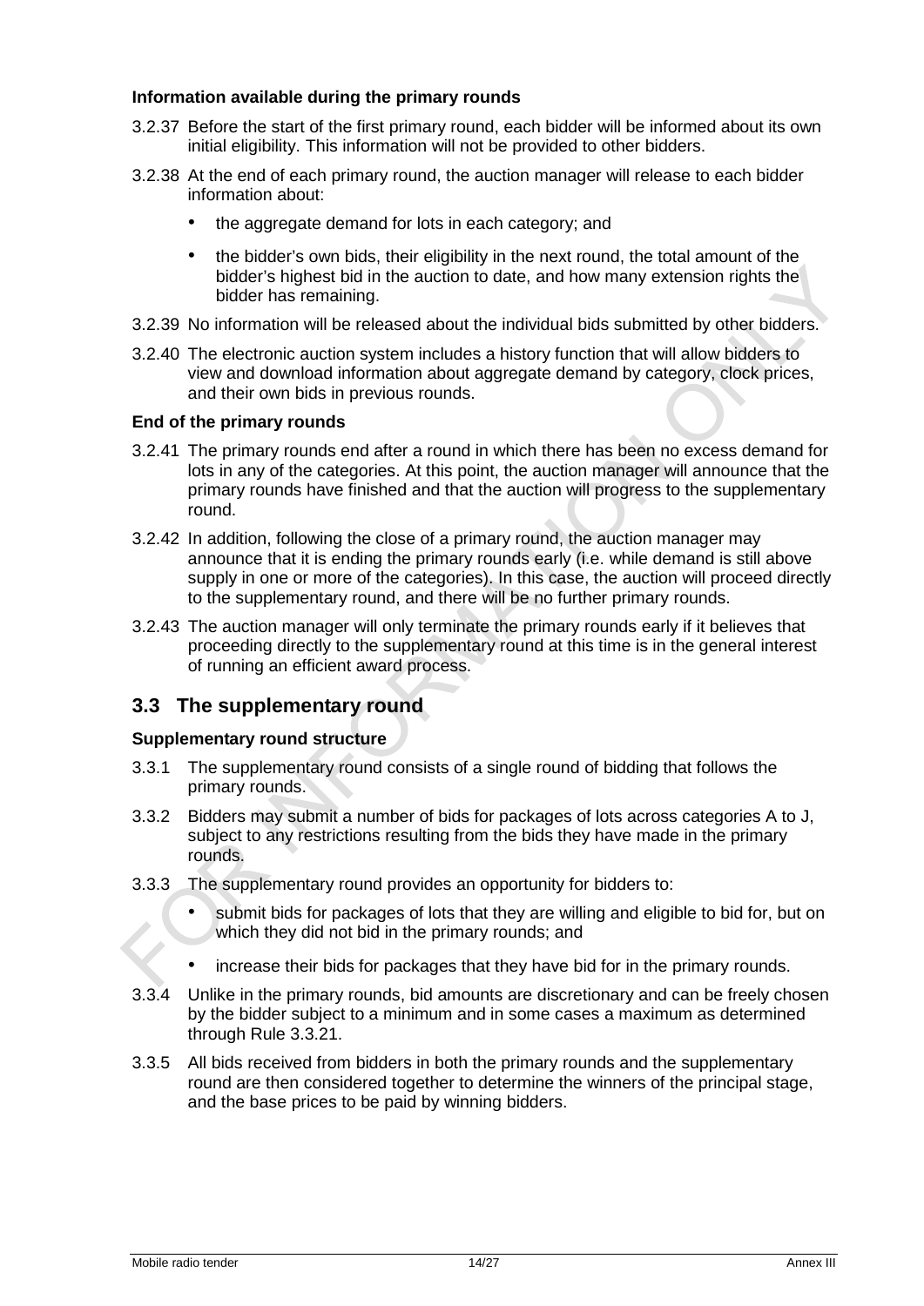**Information available during the primary rounds**

3.2.37 Before the start of the first primary round, each bidder will be informed about its own initial eligibility. This information will not be provided to other bidders.

3.2.38 At the end of each primary round, the auction manager will release to each bidder information about:

- the aggregate demand for lots in each category; and
- the bidder's own bids, their eligibility in the next round, the total amount of the bidder's highest bid in the auction to date, and how many extension rights the bidder has remaining.

3.2.39 No information will be released about the individual bids submitted by other bidders.

3.2.40 The electronic auction system includes a history function that will allow bidders to view and download information about aggregate demand by category, clock prices, and their own bids in previous rounds.

**End of the primary rounds**

3.2.41 The primary rounds end after a round in which there has been no excess demand for lots in any of the categories. At this point, the auction manager will announce that the primary rounds have finished and that the auction will progress to the supplementary round.

3.2.42 In addition, following the close of a primary round, the auction manager may announce that it is ending the primary rounds early (i.e. while demand is still above supply in one or more of the categories). In this case, the auction will proceed directly to the supplementary round, and there will be no further primary rounds.

3.2.43 The auction manager will only terminate the primary rounds early if it believes that proceeding directly to the supplementary round at this time is in the general interest of running an efficient award process.

## 3.3 The supplementary round

**Supplementary round structure**

3.3.1 The supplementary round consists of a single round of bidding that follows the primary rounds.

3.3.2 Bidders may submit a number of bids for packages of lots across categories A to J, subject to any restrictions resulting from the bids they have made in the primary rounds.

3.3.3 The supplementary round provides an opportunity for bidders to:

- submit bids for packages of lots that they are willing and eligible to bid for, but on which they did not bid in the primary rounds; and
- increase their bids for packages that they have bid for in the primary rounds.

3.3.4 Unlike in the primary rounds, bid amounts are discretionary and can be freely chosen by the bidder subject to a minimum and in some cases a maximum as determined through Rule 3.3.21.

3.3.5 All bids received from bidders in both the primary rounds and the supplementary round are then considered together to determine the winners of the principal stage, and the base prices to be paid by winning bidders.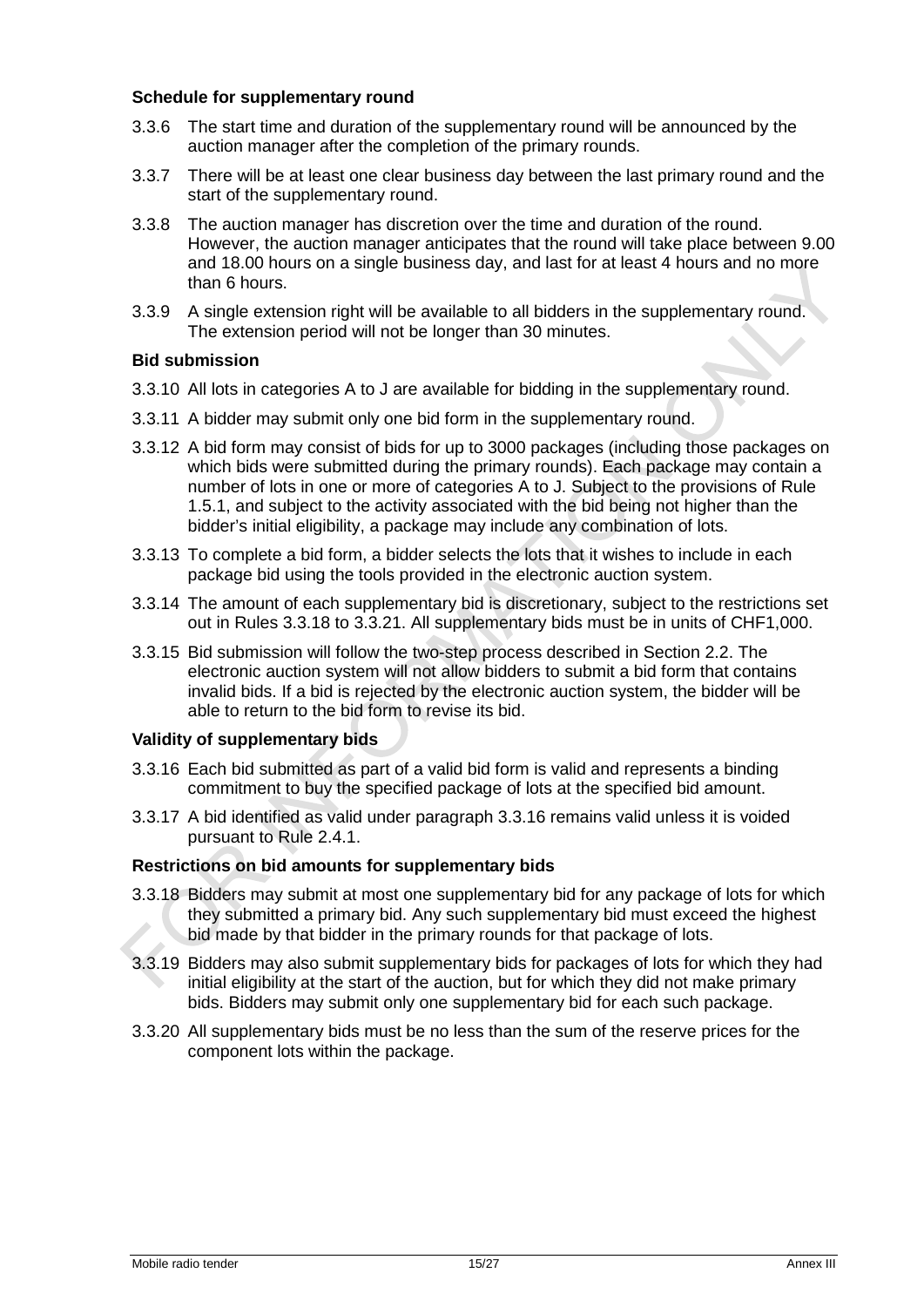**Schedule for supplementary round**

3.3.6 The start time and duration of the supplementary round will be announced by the auction manager after the completion of the primary rounds.

3.3.7 There will be at least one clear business day between the last primary round and the start of the supplementary round.

3.3.8 The auction manager has discretion over the time and duration of the round. However, the auction manager anticipates that the round will take place between 9.00 and 18.00 hours on a single business day, and last for at least 4 hours and no more than 6 hours.

3.3.9 A single extension right will be available to all bidders in the supplementary round. The extension period will not be longer than 30 minutes.

**Bid submission**

3.3.10 All lots in categories A to J are available for bidding in the supplementary round.

3.3.11 A bidder may submit only one bid form in the supplementary round.

3.3.12 A bid form may consist of bids for up to 3000 packages (including those packages on which bids were submitted during the primary rounds). Each package may contain a number of lots in one or more of categories A to J. Subject to the provisions of Rule 1.5.1, and subject to the activity associated with the bid being not higher than the bidder's initial eligibility, a package may include any combination of lots.

3.3.13 To complete a bid form, a bidder selects the lots that it wishes to include in each package bid using the tools provided in the electronic auction system.

3.3.14 The amount of each supplementary bid is discretionary, subject to the restrictions set out in Rules 3.3.18 to 3.3.21. All supplementary bids must be in units of CHF1,000.

3.3.15 Bid submission will follow the two-step process described in Section 2.2. The electronic auction system will not allow bidders to submit a bid form that contains invalid bids. If a bid is rejected by the electronic auction system, the bidder will be able to return to the bid form to revise its bid.

**Validity of supplementary bids**

3.3.16 Each bid submitted as part of a valid bid form is valid and represents a binding commitment to buy the specified package of lots at the specified bid amount.

3.3.17 A bid identified as valid under paragraph 3.3.16 remains valid unless it is voided pursuant to Rule 2.4.1.

**Restrictions on bid amounts for supplementary bids**

3.3.18 Bidders may submit at most one supplementary bid for any package of lots for which they submitted a primary bid. Any such supplementary bid must exceed the highest bid made by that bidder in the primary rounds for that package of lots.

3.3.19 Bidders may also submit supplementary bids for packages of lots for which they had initial eligibility at the start of the auction, but for which they did not make primary bids. Bidders may submit only one supplementary bid for each such package.

3.3.20 All supplementary bids must be no less than the sum of the reserve prices for the component lots within the package.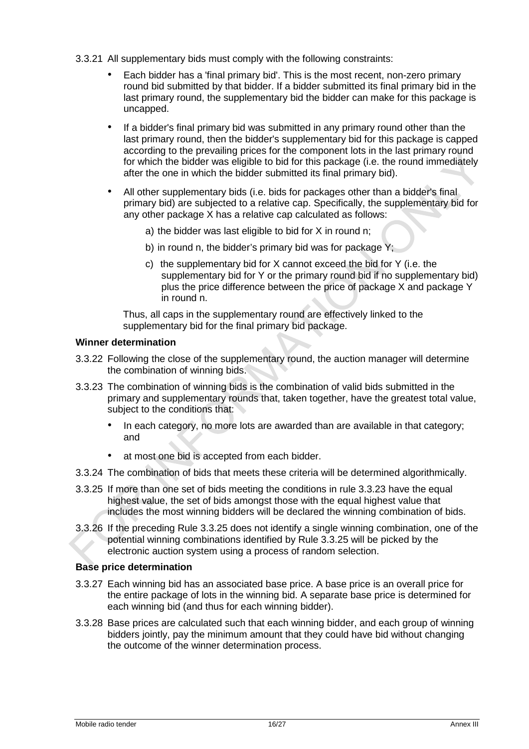3.3.21 All supplementary bids must comply with the following constraints:

- Each bidder has a 'final primary bid'. This is the most recent, non-zero primary round bid submitted by that bidder. If a bidder submitted its final primary bid in the last primary round, the supplementary bid the bidder can make for this package is uncapped.
- If a bidder's final primary bid was submitted in any primary round other than the last primary round, then the bidder's supplementary bid for this package is capped according to the prevailing prices for the component lots in the last primary round for which the bidder was eligible to bid for this package (i.e. the round immediately after the one in which the bidder submitted its final primary bid).
- All other supplementary bids (i.e. bids for packages other than a bidder's final primary bid) are subjected to a relative cap. Specifically, the supplementary bid for any other package X has a relative cap calculated as follows:
  - a) the bidder was last eligible to bid for X in round n;
  - b) in round n, the bidder's primary bid was for package Y;
  - c) the supplementary bid for X cannot exceed the bid for Y (i.e. the supplementary bid for Y or the primary round bid if no supplementary bid) plus the price difference between the price of package X and package Y in round n.

  Thus, all caps in the supplementary round are effectively linked to the supplementary bid for the final primary bid package.

**Winner determination**

3.3.22 Following the close of the supplementary round, the auction manager will determine the combination of winning bids.

3.3.23 The combination of winning bids is the combination of valid bids submitted in the primary and supplementary rounds that, taken together, have the greatest total value, subject to the conditions that:

- In each category, no more lots are awarded than are available in that category; and
- at most one bid is accepted from each bidder.

3.3.24 The combination of bids that meets these criteria will be determined algorithmically.

3.3.25 If more than one set of bids meeting the conditions in rule 3.3.23 have the equal highest value, the set of bids amongst those with the equal highest value that includes the most winning bidders will be declared the winning combination of bids.

3.3.26 If the preceding Rule 3.3.25 does not identify a single winning combination, one of the potential winning combinations identified by Rule 3.3.25 will be picked by the electronic auction system using a process of random selection.

**Base price determination**

3.3.27 Each winning bid has an associated base price. A base price is an overall price for the entire package of lots in the winning bid. A separate base price is determined for each winning bid (and thus for each winning bidder).

3.3.28 Base prices are calculated such that each winning bidder, and each group of winning bidders jointly, pay the minimum amount that they could have bid without changing the outcome of the winner determination process.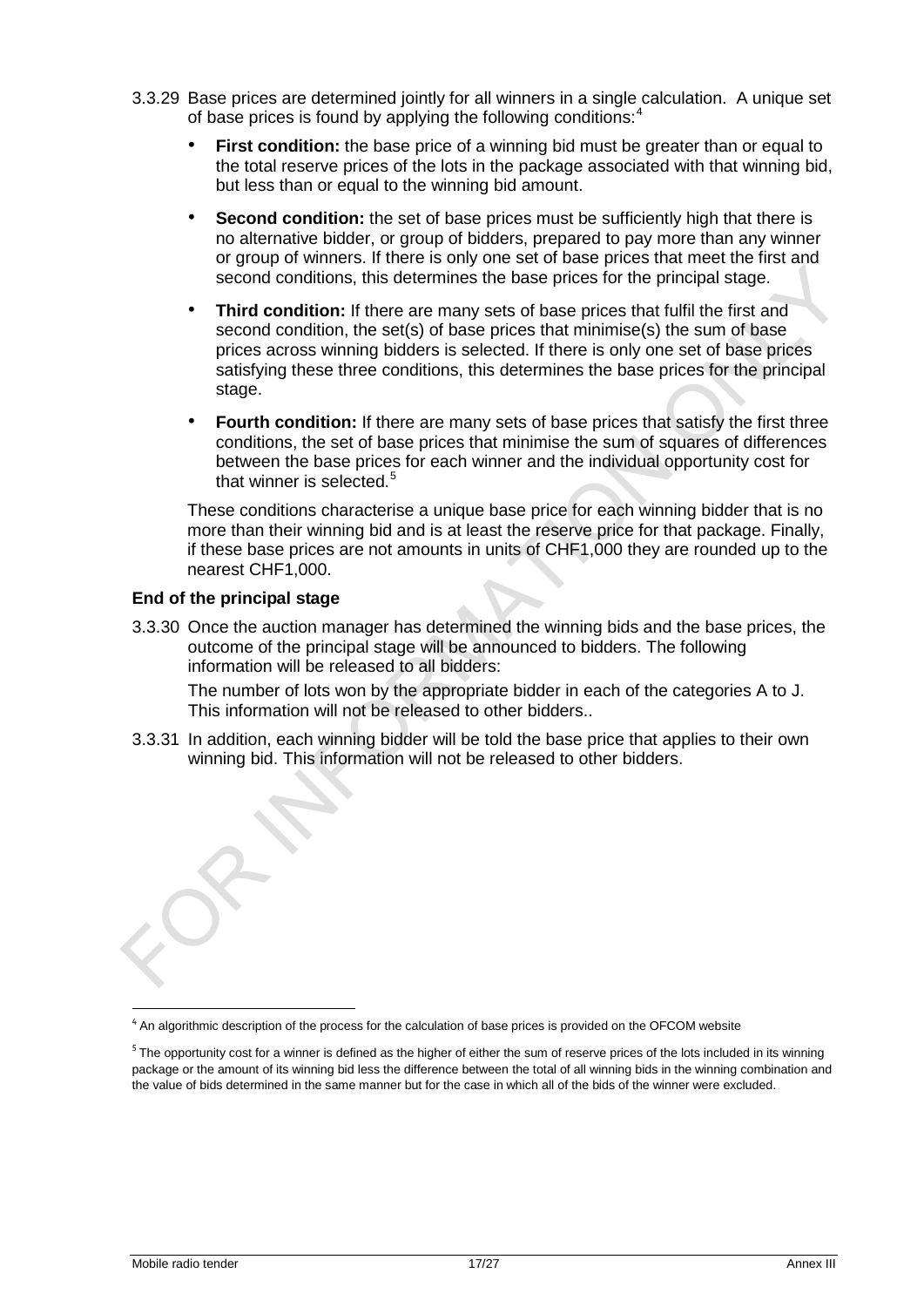3.3.29 Base prices are determined jointly for all winners in a single calculation. A unique set of base prices is found by applying the following conditions:[4]

- **First condition:** the base price of a winning bid must be greater than or equal to the total reserve prices of the lots in the package associated with that winning bid, but less than or equal to the winning bid amount.
- **Second condition:** the set of base prices must be sufficiently high that there is no alternative bidder, or group of bidders, prepared to pay more than any winner or group of winners. If there is only one set of base prices that meet the first and second conditions, this determines the base prices for the principal stage.
- **Third condition:** If there are many sets of base prices that fulfil the first and second condition, the set(s) of base prices that minimise(s) the sum of base prices across winning bidders is selected. If there is only one set of base prices satisfying these three conditions, this determines the base prices for the principal stage.
- **Fourth condition:** If there are many sets of base prices that satisfy the first three conditions, the set of base prices that minimise the sum of squares of differences between the base prices for each winner and the individual opportunity cost for that winner is selected.[5]

These conditions characterise a unique base price for each winning bidder that is no more than their winning bid and is at least the reserve price for that package. Finally, if these base prices are not amounts in units of CHF1,000 they are rounded up to the nearest CHF1,000.

**End of the principal stage**

3.3.30 Once the auction manager has determined the winning bids and the base prices, the outcome of the principal stage will be announced to bidders. The following information will be released to all bidders:

The number of lots won by the appropriate bidder in each of the categories A to J. This information will not be released to other bidders..

3.3.31 In addition, each winning bidder will be told the base price that applies to their own winning bid. This information will not be released to other bidders.

[4] An algorithmic description of the process for the calculation of base prices is provided on the OFCOM website

[5] The opportunity cost for a winner is defined as the higher of either the sum of reserve prices of the lots included in its winning package or the amount of its winning bid less the difference between the total of all winning bids in the winning combination and the value of bids determined in the same manner but for the case in which all of the bids of the winner were excluded.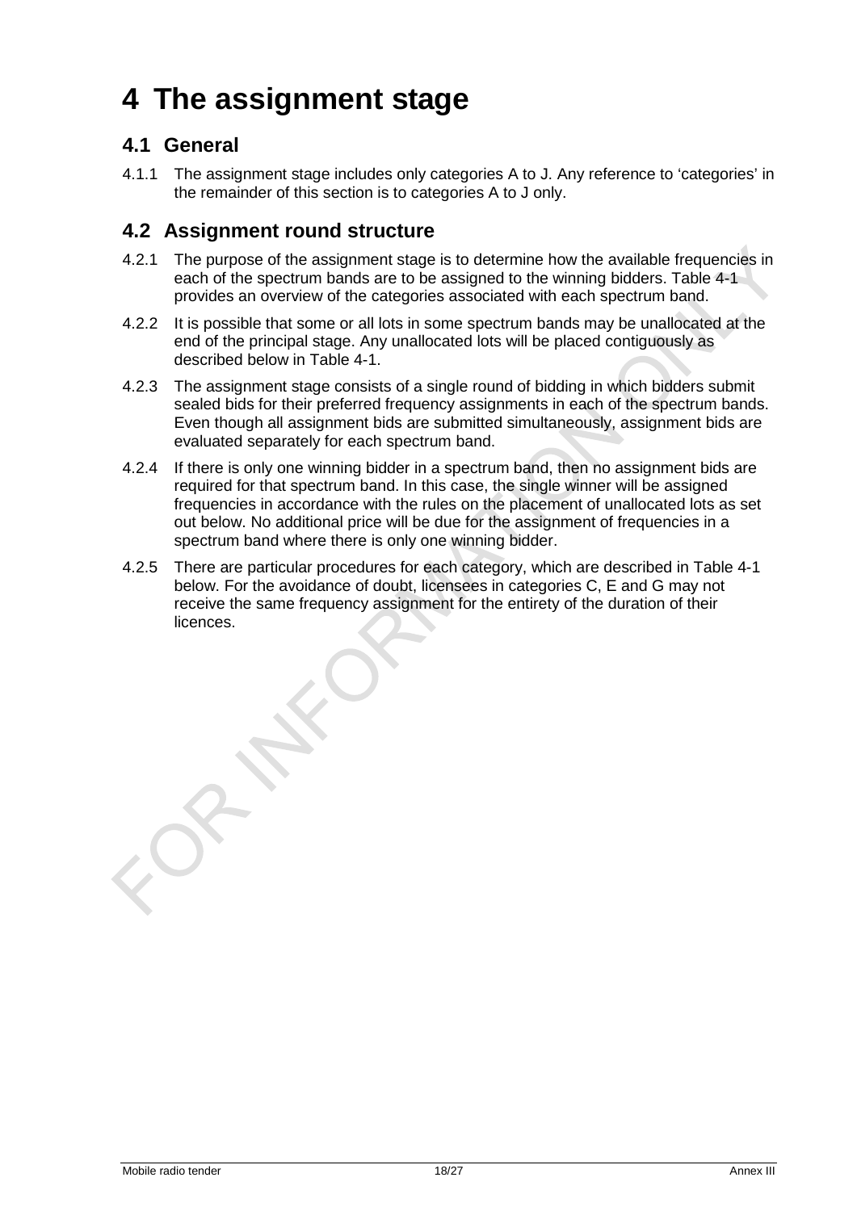# 4 The assignment stage

## 4.1 General

4.1.1 The assignment stage includes only categories A to J. Any reference to 'categories' in the remainder of this section is to categories A to J only.

## 4.2 Assignment round structure

4.2.1 The purpose of the assignment stage is to determine how the available frequencies in each of the spectrum bands are to be assigned to the winning bidders. Table 4-1 provides an overview of the categories associated with each spectrum band.

4.2.2 It is possible that some or all lots in some spectrum bands may be unallocated at the end of the principal stage. Any unallocated lots will be placed contiguously as described below in Table 4-1.

4.2.3 The assignment stage consists of a single round of bidding in which bidders submit sealed bids for their preferred frequency assignments in each of the spectrum bands. Even though all assignment bids are submitted simultaneously, assignment bids are evaluated separately for each spectrum band.

4.2.4 If there is only one winning bidder in a spectrum band, then no assignment bids are required for that spectrum band. In this case, the single winner will be assigned frequencies in accordance with the rules on the placement of unallocated lots as set out below. No additional price will be due for the assignment of frequencies in a spectrum band where there is only one winning bidder.

4.2.5 There are particular procedures for each category, which are described in Table 4-1 below. For the avoidance of doubt, licensees in categories C, E and G may not receive the same frequency assignment for the entirety of the duration of their licences.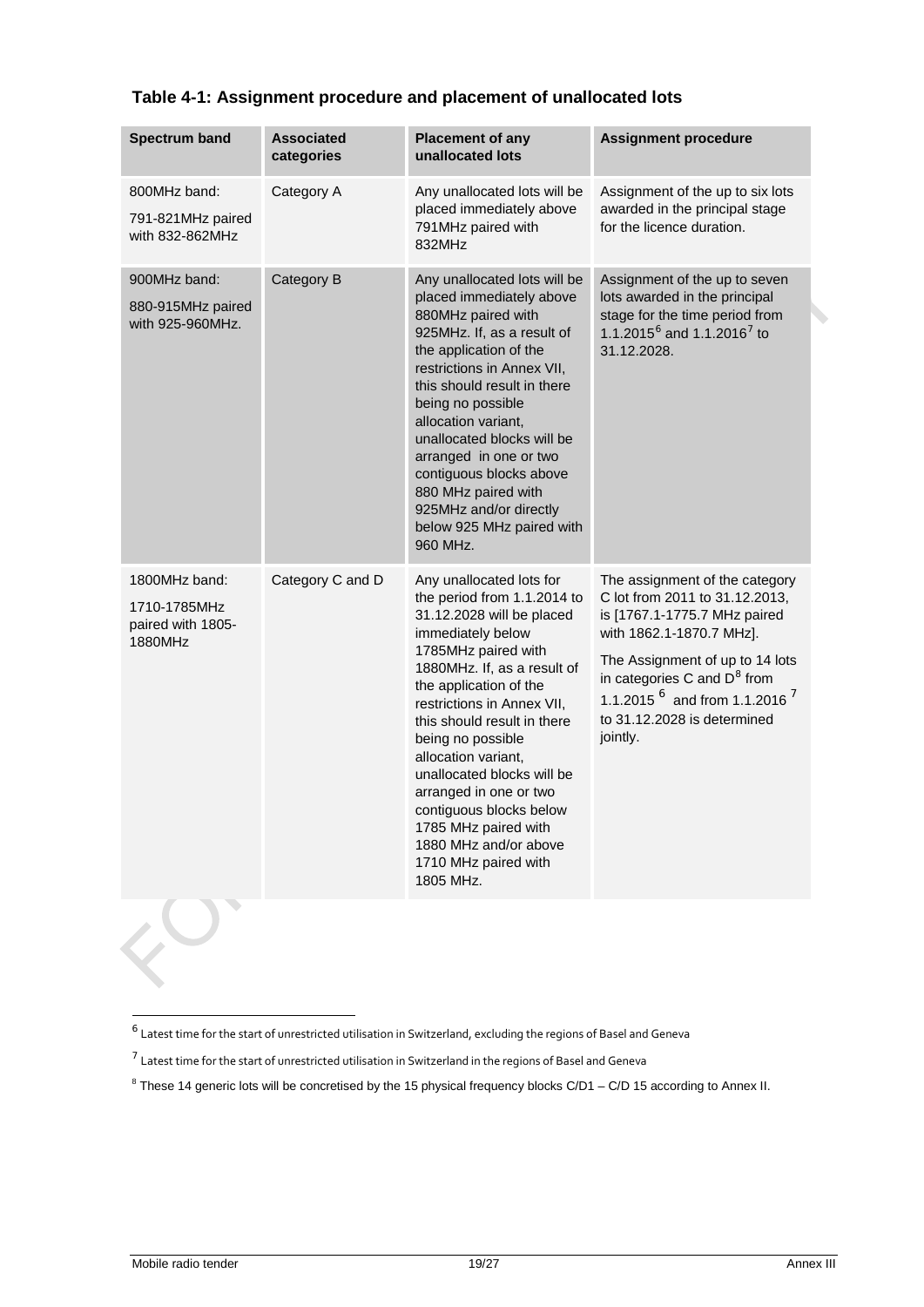**Table 4-1: Assignment procedure and placement of unallocated lots**

| Spectrum band | Associated categories | Placement of any unallocated lots | Assignment procedure |
|---|---|---|---|
| 800MHz band:<br>791-821MHz paired with 832-862MHz | Category A | Any unallocated lots will be placed immediately above 791MHz paired with 832MHz | Assignment of the up to six lots awarded in the principal stage for the licence duration. |
| 900MHz band:<br>880-915MHz paired with 925-960MHz. | Category B | Any unallocated lots will be placed immediately above 880MHz paired with 925MHz. If, as a result of the application of the restrictions in Annex VII, this should result in there being no possible allocation variant, unallocated blocks will be arranged in one or two contiguous blocks above 880 MHz paired with 925MHz and/or directly below 925 MHz paired with 960 MHz. | Assignment of the up to seven lots awarded in the principal stage for the time period from 1.1.2015[6] and 1.1.2016[7] to 31.12.2028. |
| 1800MHz band:<br>1710-1785MHz paired with 1805-1880MHz | Category C and D | Any unallocated lots for the period from 1.1.2014 to 31.12.2028 will be placed immediately below 1785MHz paired with 1880MHz. If, as a result of the application of the restrictions in Annex VII, this should result in there being no possible allocation variant, unallocated blocks will be arranged in one or two contiguous blocks below 1785 MHz paired with 1880 MHz and/or above 1710 MHz paired with 1805 MHz. | The assignment of the category C lot from 2011 to 31.12.2013, is [1767.1-1775.7 MHz paired with 1862.1-1870.7 MHz].<br><br>The Assignment of up to 14 lots in categories C and D[8] from 1.1.2015 [6] and from 1.1.2016 [7] to 31.12.2028 is determined jointly. |

[6] Latest time for the start of unrestricted utilisation in Switzerland, excluding the regions of Basel and Geneva

[7] Latest time for the start of unrestricted utilisation in Switzerland in the regions of Basel and Geneva

[8] These 14 generic lots will be concretised by the 15 physical frequency blocks C/D1 – C/D 15 according to Annex II.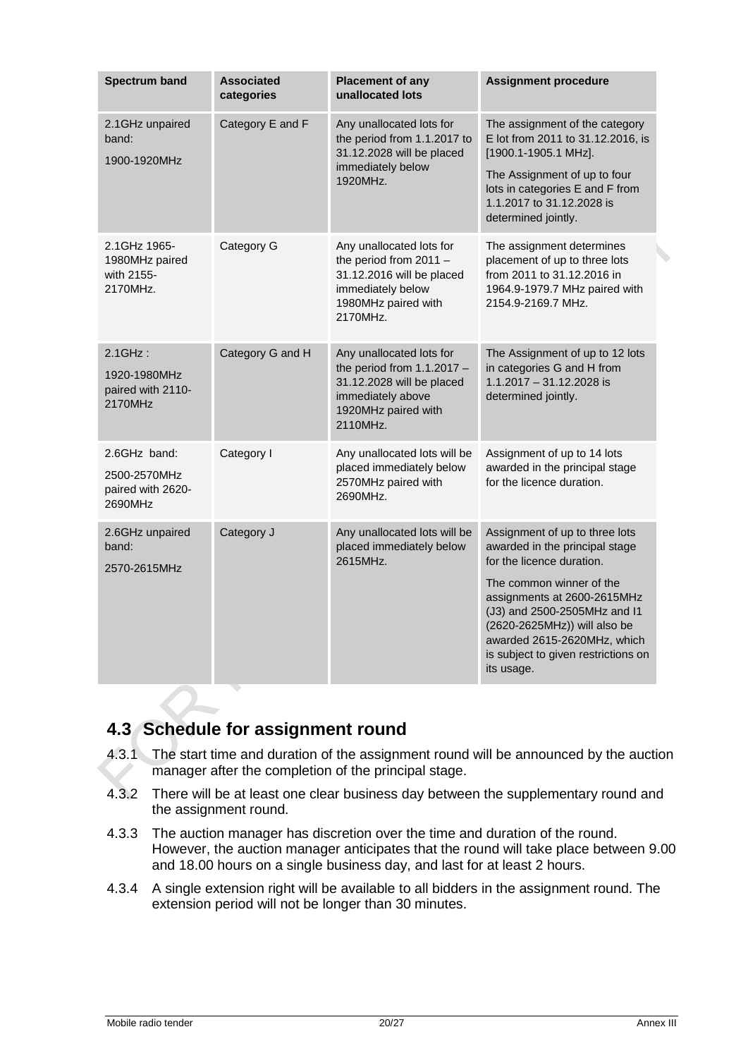| Spectrum band | Associated categories | Placement of any unallocated lots | Assignment procedure |
| --- | --- | --- | --- |
| 2.1GHz unpaired band: 1900-1920MHz | Category E and F | Any unallocated lots for the period from 1.1.2017 to 31.12.2028 will be placed immediately below 1920MHz. | The assignment of the category E lot from 2011 to 31.12.2016, is [1900.1-1905.1 MHz]. The Assignment of up to four lots in categories E and F from 1.1.2017 to 31.12.2028 is determined jointly. |
| 2.1GHz 1965-1980MHz paired with 2155-2170MHz. | Category G | Any unallocated lots for the period from 2011 – 31.12.2016 will be placed immediately below 1980MHz paired with 2170MHz. | The assignment determines placement of up to three lots from 2011 to 31.12.2016 in 1964.9-1979.7 MHz paired with 2154.9-2169.7 MHz. |
| 2.1GHz : 1920-1980MHz paired with 2110-2170MHz | Category G and H | Any unallocated lots for the period from 1.1.2017 – 31.12.2028 will be placed immediately above 1920MHz paired with 2110MHz. | The Assignment of up to 12 lots in categories G and H from 1.1.2017 – 31.12.2028 is determined jointly. |
| 2.6GHz band: 2500-2570MHz paired with 2620-2690MHz | Category I | Any unallocated lots will be placed immediately below 2570MHz paired with 2690MHz. | Assignment of up to 14 lots awarded in the principal stage for the licence duration. |
| 2.6GHz unpaired band: 2570-2615MHz | Category J | Any unallocated lots will be placed immediately below 2615MHz. | Assignment of up to three lots awarded in the principal stage for the licence duration. The common winner of the assignments at 2600-2615MHz (J3) and 2500-2505MHz and I1 (2620-2625MHz)) will also be awarded 2615-2620MHz, which is subject to given restrictions on its usage. |

## 4.3 Schedule for assignment round

4.3.1 The start time and duration of the assignment round will be announced by the auction manager after the completion of the principal stage.

4.3.2 There will be at least one clear business day between the supplementary round and the assignment round.

4.3.3 The auction manager has discretion over the time and duration of the round. However, the auction manager anticipates that the round will take place between 9.00 and 18.00 hours on a single business day, and last for at least 2 hours.

4.3.4 A single extension right will be available to all bidders in the assignment round. The extension period will not be longer than 30 minutes.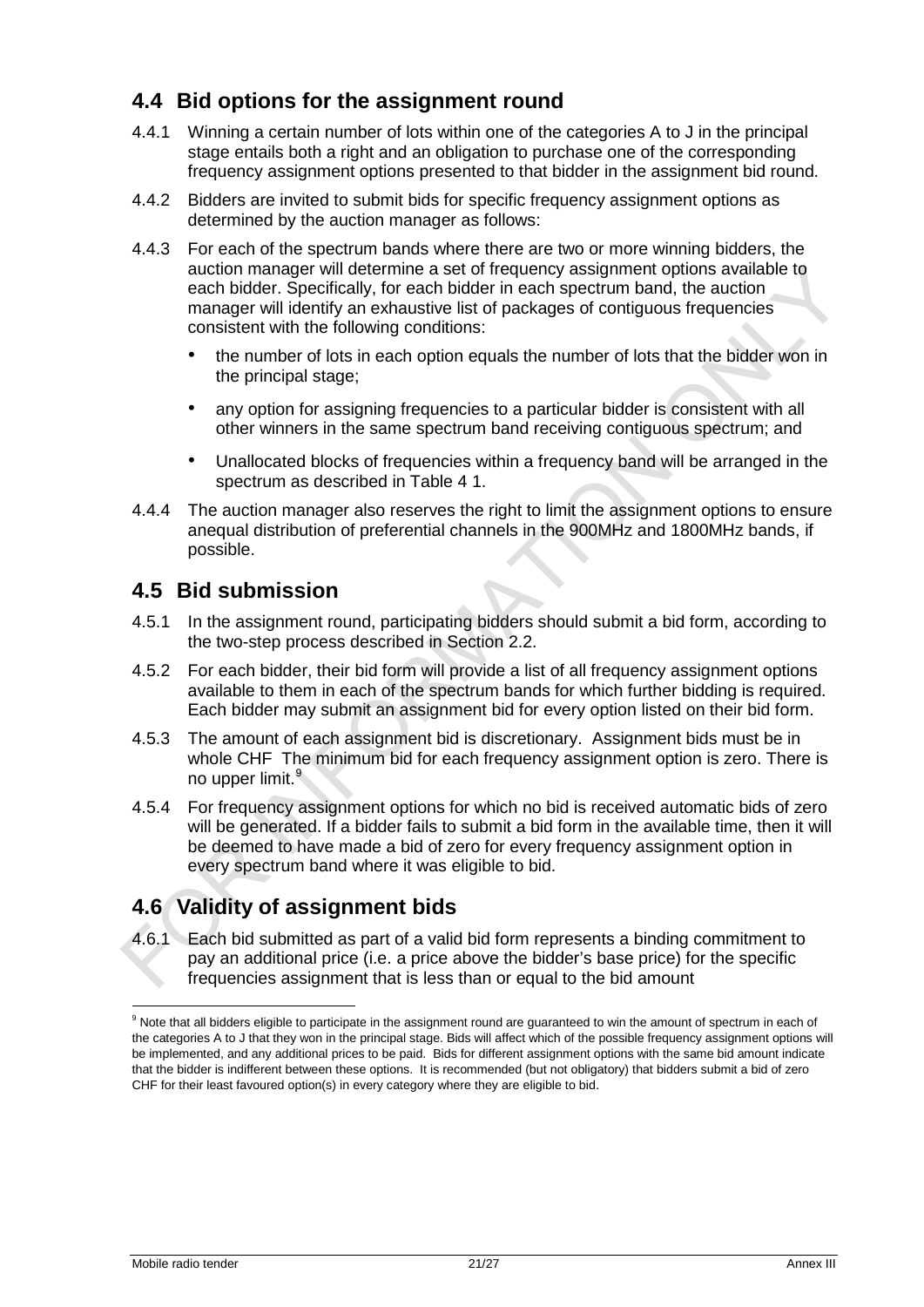## 4.4 Bid options for the assignment round

4.4.1 Winning a certain number of lots within one of the categories A to J in the principal stage entails both a right and an obligation to purchase one of the corresponding frequency assignment options presented to that bidder in the assignment bid round.

4.4.2 Bidders are invited to submit bids for specific frequency assignment options as determined by the auction manager as follows:

4.4.3 For each of the spectrum bands where there are two or more winning bidders, the auction manager will determine a set of frequency assignment options available to each bidder. Specifically, for each bidder in each spectrum band, the auction manager will identify an exhaustive list of packages of contiguous frequencies consistent with the following conditions:

- the number of lots in each option equals the number of lots that the bidder won in the principal stage;
- any option for assigning frequencies to a particular bidder is consistent with all other winners in the same spectrum band receiving contiguous spectrum; and
- Unallocated blocks of frequencies within a frequency band will be arranged in the spectrum as described in Table 4 1.

4.4.4 The auction manager also reserves the right to limit the assignment options to ensure anequal distribution of preferential channels in the 900MHz and 1800MHz bands, if possible.

## 4.5 Bid submission

4.5.1 In the assignment round, participating bidders should submit a bid form, according to the two-step process described in Section 2.2.

4.5.2 For each bidder, their bid form will provide a list of all frequency assignment options available to them in each of the spectrum bands for which further bidding is required. Each bidder may submit an assignment bid for every option listed on their bid form.

4.5.3 The amount of each assignment bid is discretionary. Assignment bids must be in whole CHF The minimum bid for each frequency assignment option is zero. There is no upper limit.[9]

4.5.4 For frequency assignment options for which no bid is received automatic bids of zero will be generated. If a bidder fails to submit a bid form in the available time, then it will be deemed to have made a bid of zero for every frequency assignment option in every spectrum band where it was eligible to bid.

## 4.6 Validity of assignment bids

4.6.1 Each bid submitted as part of a valid bid form represents a binding commitment to pay an additional price (i.e. a price above the bidder's base price) for the specific frequencies assignment that is less than or equal to the bid amount

[9] Note that all bidders eligible to participate in the assignment round are guaranteed to win the amount of spectrum in each of the categories A to J that they won in the principal stage. Bids will affect which of the possible frequency assignment options will be implemented, and any additional prices to be paid. Bids for different assignment options with the same bid amount indicate that the bidder is indifferent between these options. It is recommended (but not obligatory) that bidders submit a bid of zero CHF for their least favoured option(s) in every category where they are eligible to bid.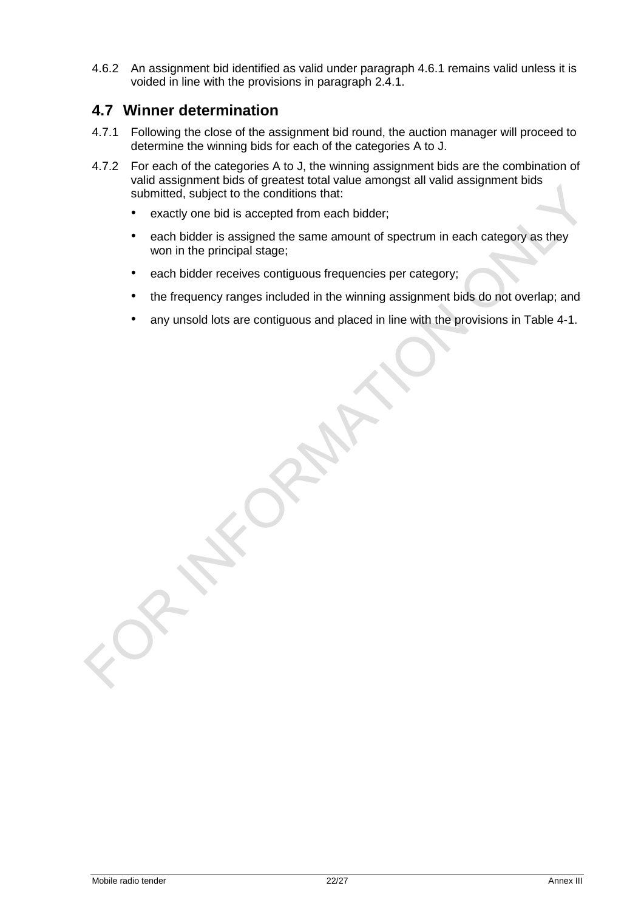4.6.2 An assignment bid identified as valid under paragraph 4.6.1 remains valid unless it is voided in line with the provisions in paragraph 2.4.1.

## 4.7 Winner determination

4.7.1 Following the close of the assignment bid round, the auction manager will proceed to determine the winning bids for each of the categories A to J.

4.7.2 For each of the categories A to J, the winning assignment bids are the combination of valid assignment bids of greatest total value amongst all valid assignment bids submitted, subject to the conditions that:

- exactly one bid is accepted from each bidder;
- each bidder is assigned the same amount of spectrum in each category as they won in the principal stage;
- each bidder receives contiguous frequencies per category;
- the frequency ranges included in the winning assignment bids do not overlap; and
- any unsold lots are contiguous and placed in line with the provisions in Table 4-1.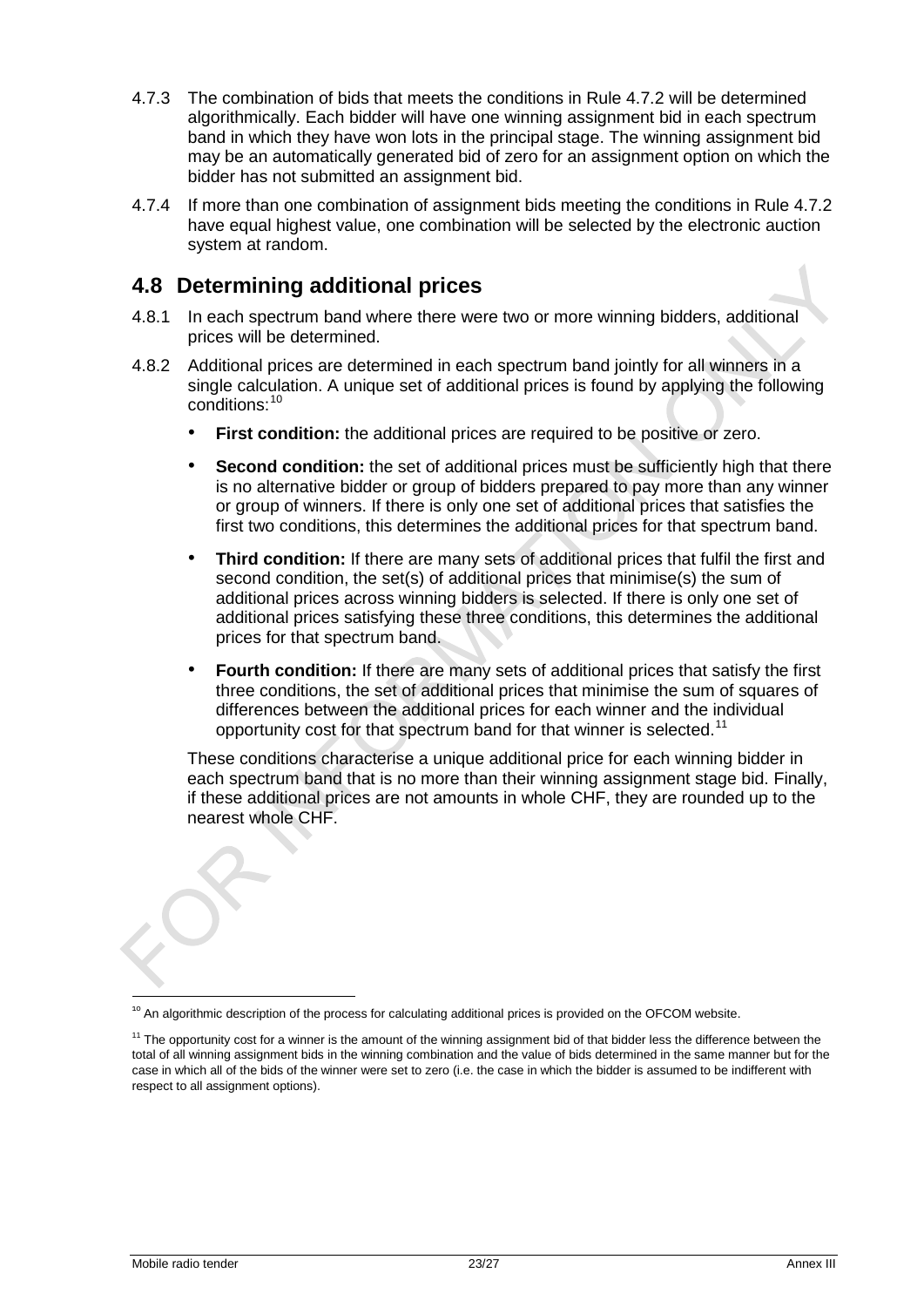4.7.3 The combination of bids that meets the conditions in Rule 4.7.2 will be determined algorithmically. Each bidder will have one winning assignment bid in each spectrum band in which they have won lots in the principal stage. The winning assignment bid may be an automatically generated bid of zero for an assignment option on which the bidder has not submitted an assignment bid.

4.7.4 If more than one combination of assignment bids meeting the conditions in Rule 4.7.2 have equal highest value, one combination will be selected by the electronic auction system at random.

## 4.8 Determining additional prices

4.8.1 In each spectrum band where there were two or more winning bidders, additional prices will be determined.

4.8.2 Additional prices are determined in each spectrum band jointly for all winners in a single calculation. A unique set of additional prices is found by applying the following conditions:[10]

- **First condition:** the additional prices are required to be positive or zero.
- **Second condition:** the set of additional prices must be sufficiently high that there is no alternative bidder or group of bidders prepared to pay more than any winner or group of winners. If there is only one set of additional prices that satisfies the first two conditions, this determines the additional prices for that spectrum band.
- **Third condition:** If there are many sets of additional prices that fulfil the first and second condition, the set(s) of additional prices that minimise(s) the sum of additional prices across winning bidders is selected. If there is only one set of additional prices satisfying these three conditions, this determines the additional prices for that spectrum band.
- **Fourth condition:** If there are many sets of additional prices that satisfy the first three conditions, the set of additional prices that minimise the sum of squares of differences between the additional prices for each winner and the individual opportunity cost for that spectrum band for that winner is selected.[11]

These conditions characterise a unique additional price for each winning bidder in each spectrum band that is no more than their winning assignment stage bid. Finally, if these additional prices are not amounts in whole CHF, they are rounded up to the nearest whole CHF.

---

[10] An algorithmic description of the process for calculating additional prices is provided on the OFCOM website.

[11] The opportunity cost for a winner is the amount of the winning assignment bid of that bidder less the difference between the total of all winning assignment bids in the winning combination and the value of bids determined in the same manner but for the case in which all of the bids of the winner were set to zero (i.e. the case in which the bidder is assumed to be indifferent with respect to all assignment options).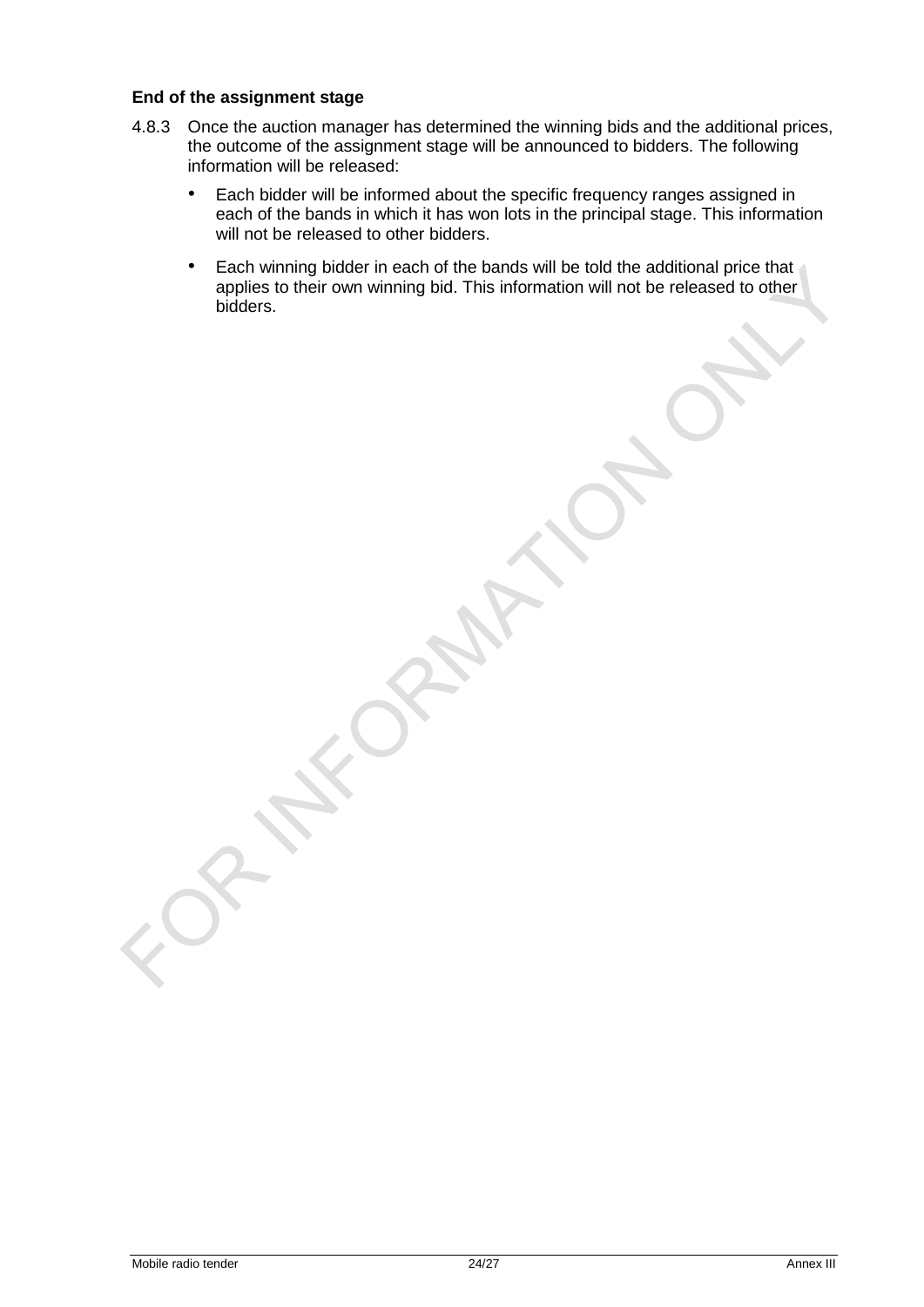### End of the assignment stage

4.8.3 Once the auction manager has determined the winning bids and the additional prices, the outcome of the assignment stage will be announced to bidders. The following information will be released:

- Each bidder will be informed about the specific frequency ranges assigned in each of the bands in which it has won lots in the principal stage. This information will not be released to other bidders.
- Each winning bidder in each of the bands will be told the additional price that applies to their own winning bid. This information will not be released to other bidders.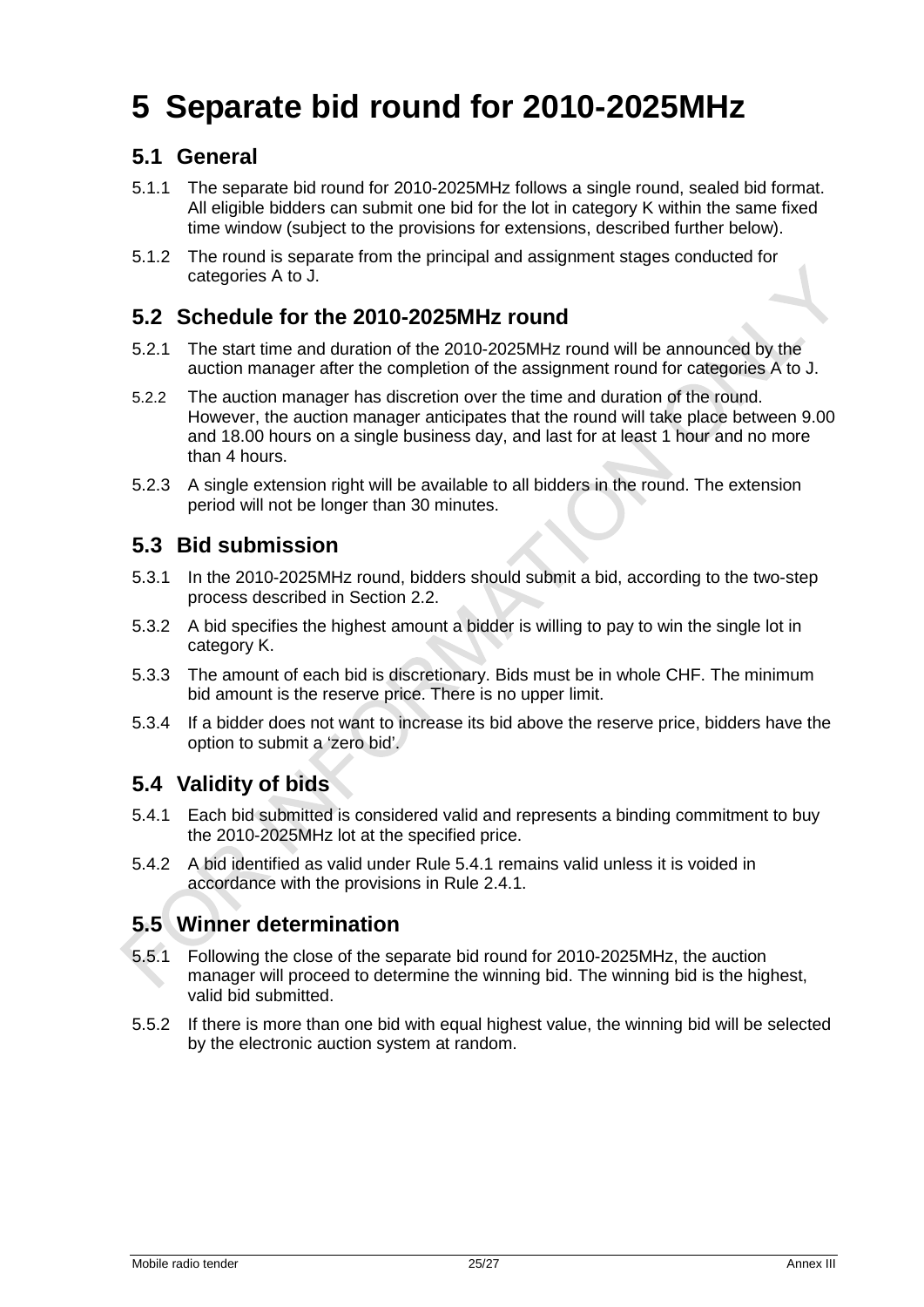# 5 Separate bid round for 2010-2025MHz

## 5.1 General

5.1.1 The separate bid round for 2010-2025MHz follows a single round, sealed bid format. All eligible bidders can submit one bid for the lot in category K within the same fixed time window (subject to the provisions for extensions, described further below).

5.1.2 The round is separate from the principal and assignment stages conducted for categories A to J.

## 5.2 Schedule for the 2010-2025MHz round

5.2.1 The start time and duration of the 2010-2025MHz round will be announced by the auction manager after the completion of the assignment round for categories A to J.

5.2.2 The auction manager has discretion over the time and duration of the round. However, the auction manager anticipates that the round will take place between 9.00 and 18.00 hours on a single business day, and last for at least 1 hour and no more than 4 hours.

5.2.3 A single extension right will be available to all bidders in the round. The extension period will not be longer than 30 minutes.

## 5.3 Bid submission

5.3.1 In the 2010-2025MHz round, bidders should submit a bid, according to the two-step process described in Section 2.2.

5.3.2 A bid specifies the highest amount a bidder is willing to pay to win the single lot in category K.

5.3.3 The amount of each bid is discretionary. Bids must be in whole CHF. The minimum bid amount is the reserve price. There is no upper limit.

5.3.4 If a bidder does not want to increase its bid above the reserve price, bidders have the option to submit a 'zero bid'.

## 5.4 Validity of bids

5.4.1 Each bid submitted is considered valid and represents a binding commitment to buy the 2010-2025MHz lot at the specified price.

5.4.2 A bid identified as valid under Rule 5.4.1 remains valid unless it is voided in accordance with the provisions in Rule 2.4.1.

## 5.5 Winner determination

5.5.1 Following the close of the separate bid round for 2010-2025MHz, the auction manager will proceed to determine the winning bid. The winning bid is the highest, valid bid submitted.

5.5.2 If there is more than one bid with equal highest value, the winning bid will be selected by the electronic auction system at random.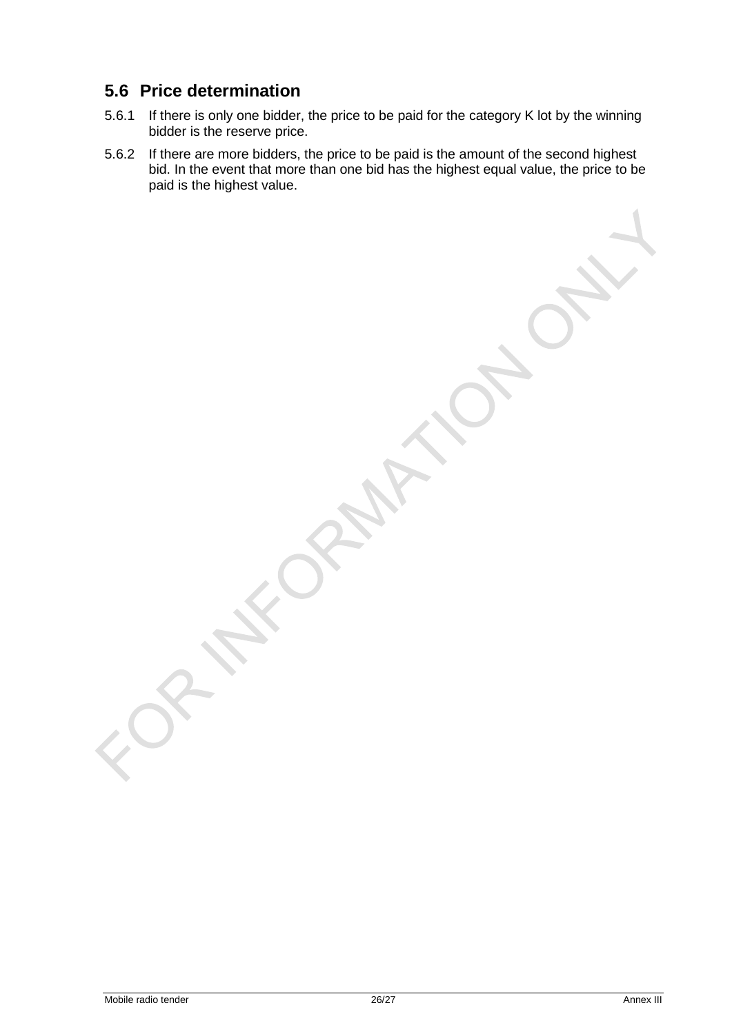## 5.6 Price determination

5.6.1 If there is only one bidder, the price to be paid for the category K lot by the winning bidder is the reserve price.

5.6.2 If there are more bidders, the price to be paid is the amount of the second highest bid. In the event that more than one bid has the highest equal value, the price to be paid is the highest value.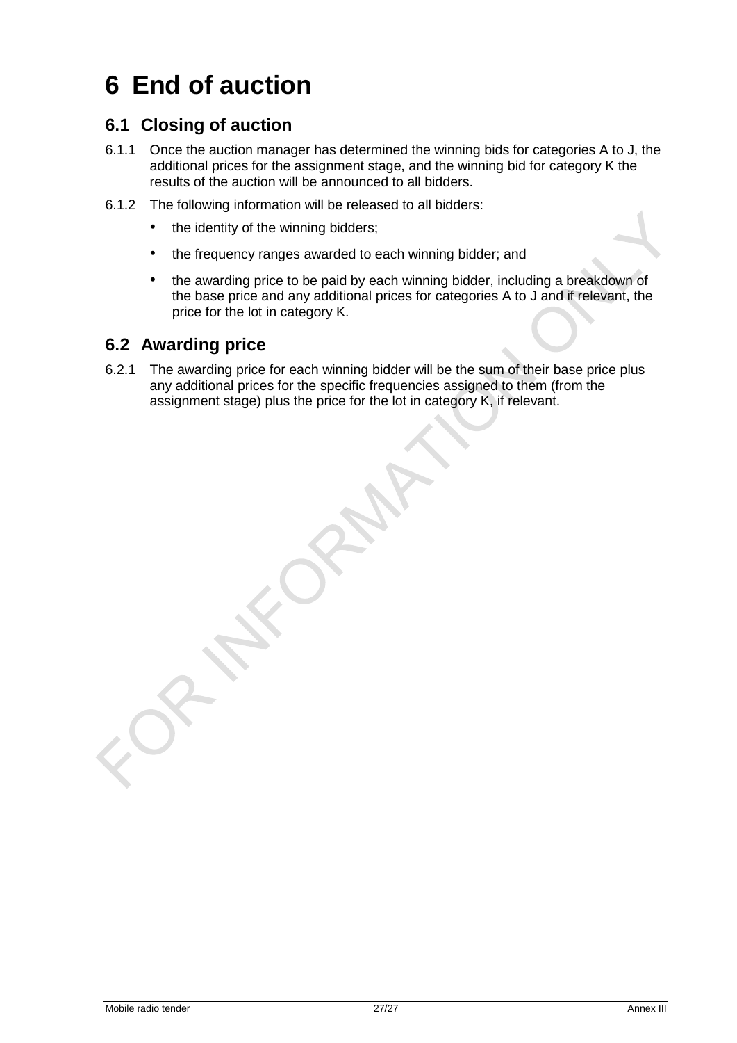# 6 End of auction

## 6.1 Closing of auction

6.1.1 Once the auction manager has determined the winning bids for categories A to J, the additional prices for the assignment stage, and the winning bid for category K the results of the auction will be announced to all bidders.

6.1.2 The following information will be released to all bidders:

- the identity of the winning bidders;
- the frequency ranges awarded to each winning bidder; and
- the awarding price to be paid by each winning bidder, including a breakdown of the base price and any additional prices for categories A to J and if relevant, the price for the lot in category K.

## 6.2 Awarding price

6.2.1 The awarding price for each winning bidder will be the sum of their base price plus any additional prices for the specific frequencies assigned to them (from the assignment stage) plus the price for the lot in category K, if relevant.